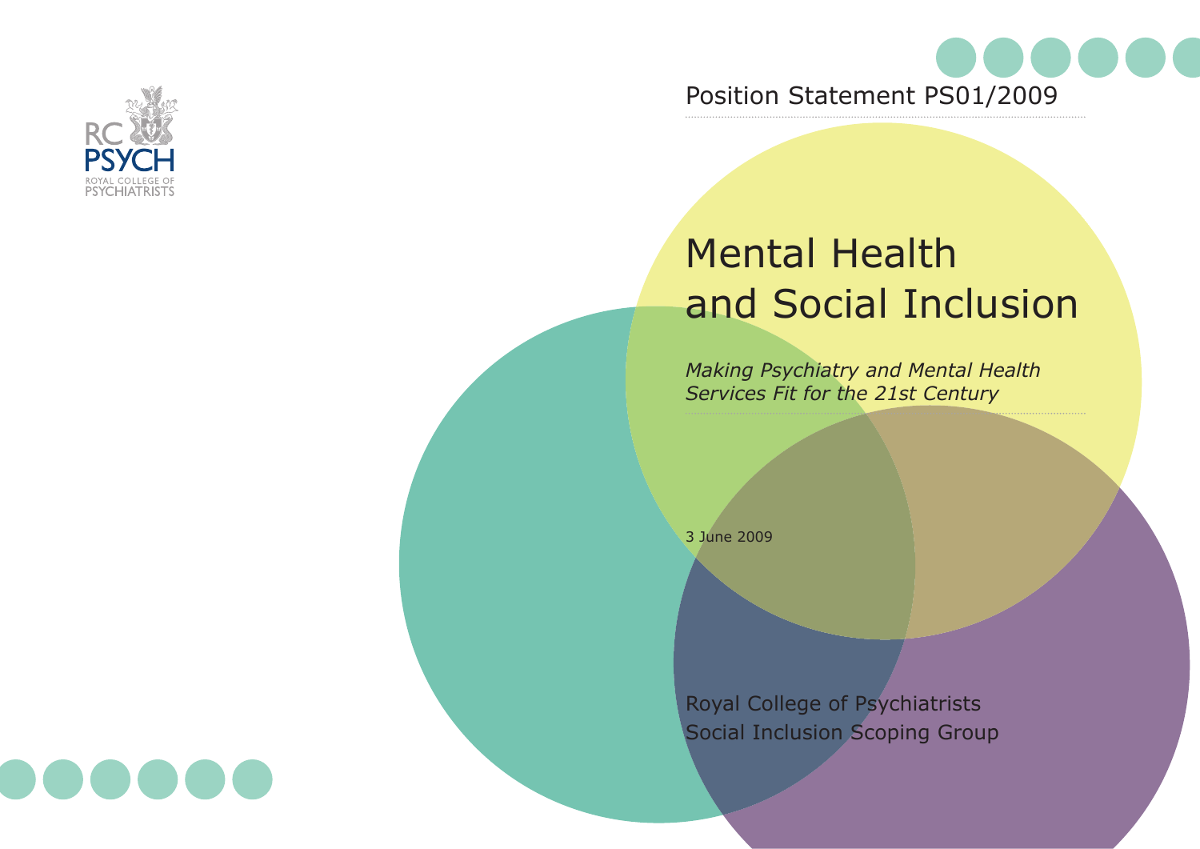RC PSYCH
ROYAL COLLEGE OF PSYCHIATRISTS

Position Statement PS01/2009

# Mental Health and Social Inclusion

*Making Psychiatry and Mental Health Services Fit for the 21st Century*

3 June 2009

Royal College of Psychiatrists
Social Inclusion Scoping Group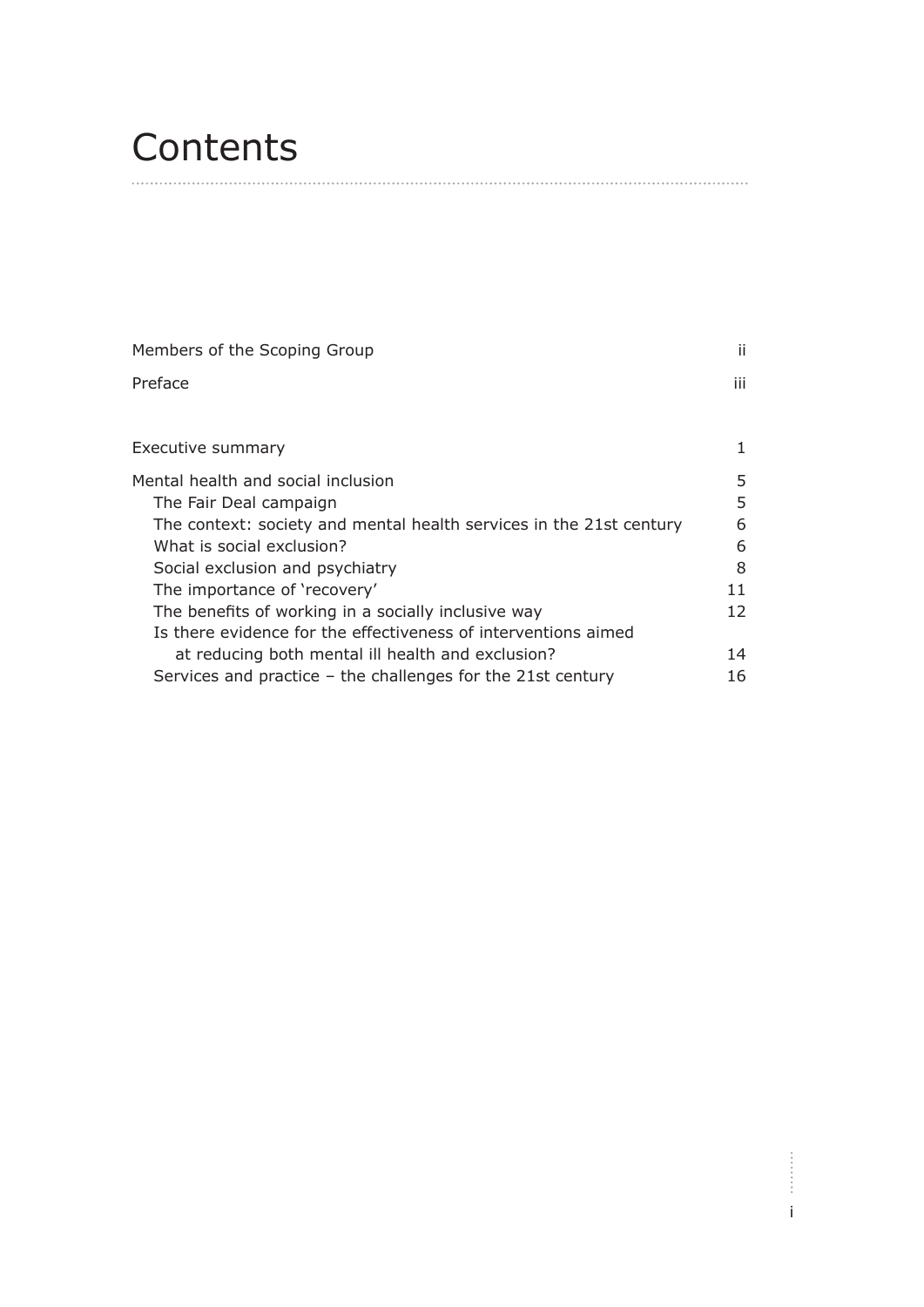# Contents

| | |
|---|---|
| Members of the Scoping Group | ii |
| Preface | iii |
| Executive summary | 1 |
| Mental health and social inclusion | 5 |
| The Fair Deal campaign | 5 |
| The context: society and mental health services in the 21st century | 6 |
| What is social exclusion? | 6 |
| Social exclusion and psychiatry | 8 |
| The importance of 'recovery' | 11 |
| The benefits of working in a socially inclusive way | 12 |
| Is there evidence for the effectiveness of interventions aimed at reducing both mental ill health and exclusion? | 14 |
| Services and practice – the challenges for the 21st century | 16 |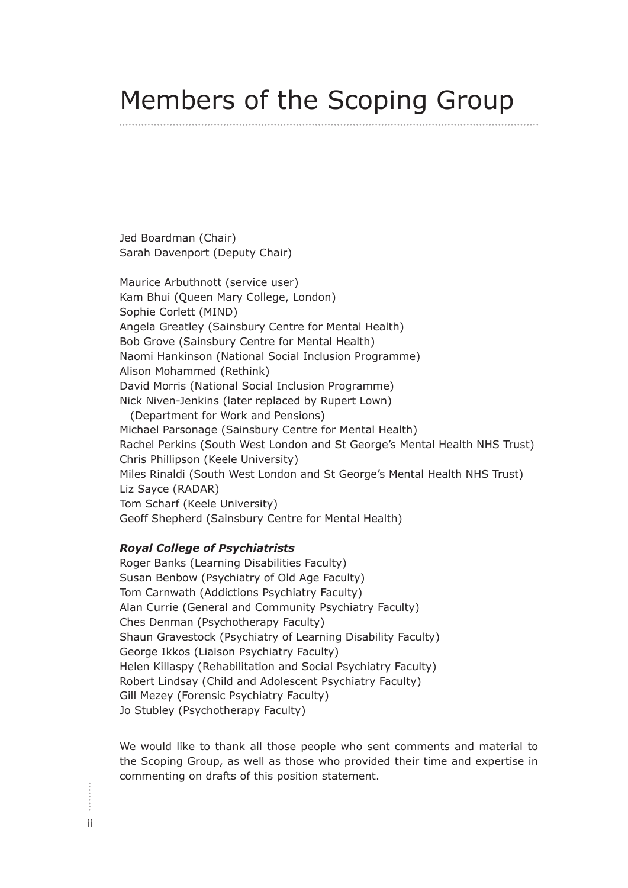# Members of the Scoping Group

Jed Boardman (Chair)
Sarah Davenport (Deputy Chair)

Maurice Arbuthnott (service user)
Kam Bhui (Queen Mary College, London)
Sophie Corlett (MIND)
Angela Greatley (Sainsbury Centre for Mental Health)
Bob Grove (Sainsbury Centre for Mental Health)
Naomi Hankinson (National Social Inclusion Programme)
Alison Mohammed (Rethink)
David Morris (National Social Inclusion Programme)
Nick Niven-Jenkins (later replaced by Rupert Lown)
(Department for Work and Pensions)
Michael Parsonage (Sainsbury Centre for Mental Health)
Rachel Perkins (South West London and St George's Mental Health NHS Trust)
Chris Phillipson (Keele University)
Miles Rinaldi (South West London and St George's Mental Health NHS Trust)
Liz Sayce (RADAR)
Tom Scharf (Keele University)
Geoff Shepherd (Sainsbury Centre for Mental Health)

***Royal College of Psychiatrists***

Roger Banks (Learning Disabilities Faculty)
Susan Benbow (Psychiatry of Old Age Faculty)
Tom Carnwath (Addictions Psychiatry Faculty)
Alan Currie (General and Community Psychiatry Faculty)
Ches Denman (Psychotherapy Faculty)
Shaun Gravestock (Psychiatry of Learning Disability Faculty)
George Ikkos (Liaison Psychiatry Faculty)
Helen Killaspy (Rehabilitation and Social Psychiatry Faculty)
Robert Lindsay (Child and Adolescent Psychiatry Faculty)
Gill Mezey (Forensic Psychiatry Faculty)
Jo Stubley (Psychotherapy Faculty)

We would like to thank all those people who sent comments and material to the Scoping Group, as well as those who provided their time and expertise in commenting on drafts of this position statement.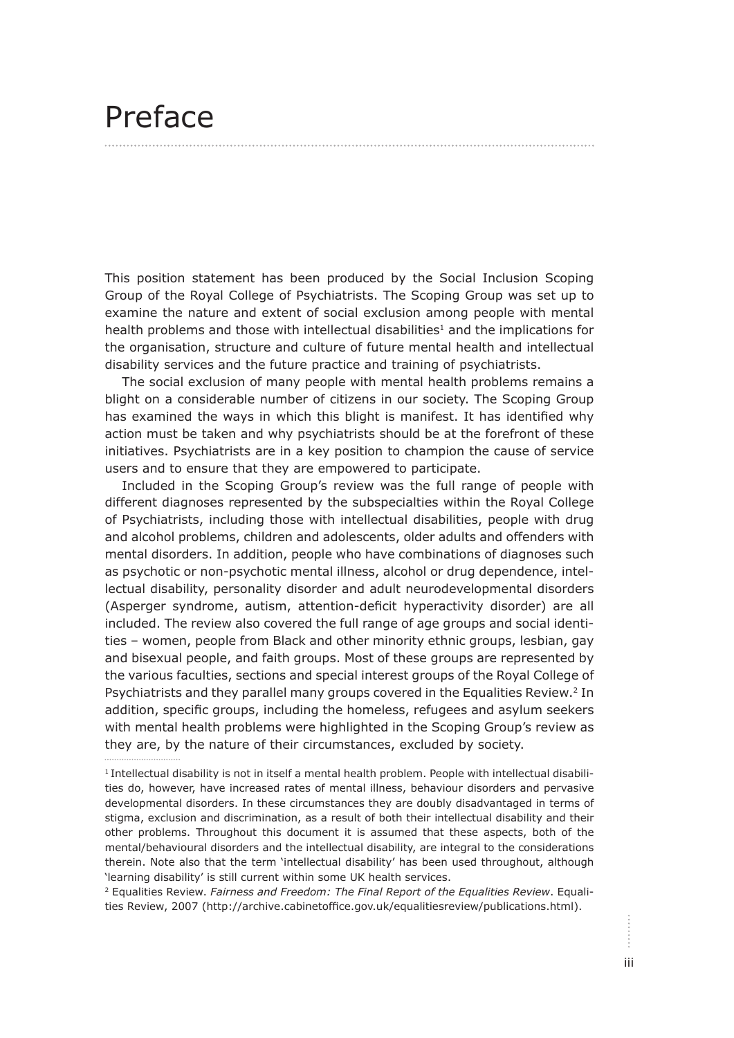# Preface

This position statement has been produced by the Social Inclusion Scoping Group of the Royal College of Psychiatrists. The Scoping Group was set up to examine the nature and extent of social exclusion among people with mental health problems and those with intellectual disabilities[1] and the implications for the organisation, structure and culture of future mental health and intellectual disability services and the future practice and training of psychiatrists.

The social exclusion of many people with mental health problems remains a blight on a considerable number of citizens in our society. The Scoping Group has examined the ways in which this blight is manifest. It has identified why action must be taken and why psychiatrists should be at the forefront of these initiatives. Psychiatrists are in a key position to champion the cause of service users and to ensure that they are empowered to participate.

Included in the Scoping Group's review was the full range of people with different diagnoses represented by the subspecialties within the Royal College of Psychiatrists, including those with intellectual disabilities, people with drug and alcohol problems, children and adolescents, older adults and offenders with mental disorders. In addition, people who have combinations of diagnoses such as psychotic or non-psychotic mental illness, alcohol or drug dependence, intellectual disability, personality disorder and adult neurodevelopmental disorders (Asperger syndrome, autism, attention-deficit hyperactivity disorder) are all included. The review also covered the full range of age groups and social identities – women, people from Black and other minority ethnic groups, lesbian, gay and bisexual people, and faith groups. Most of these groups are represented by the various faculties, sections and special interest groups of the Royal College of Psychiatrists and they parallel many groups covered in the Equalities Review.[2] In addition, specific groups, including the homeless, refugees and asylum seekers with mental health problems were highlighted in the Scoping Group's review as they are, by the nature of their circumstances, excluded by society.

---

[1] Intellectual disability is not in itself a mental health problem. People with intellectual disabilities do, however, have increased rates of mental illness, behaviour disorders and pervasive developmental disorders. In these circumstances they are doubly disadvantaged in terms of stigma, exclusion and discrimination, as a result of both their intellectual disability and their other problems. Throughout this document it is assumed that these aspects, both of the mental/behavioural disorders and the intellectual disability, are integral to the considerations therein. Note also that the term 'intellectual disability' has been used throughout, although 'learning disability' is still current within some UK health services.

[2] Equalities Review. *Fairness and Freedom: The Final Report of the Equalities Review*. Equalities Review, 2007 (http://archive.cabinetoffice.gov.uk/equalitiesreview/publications.html).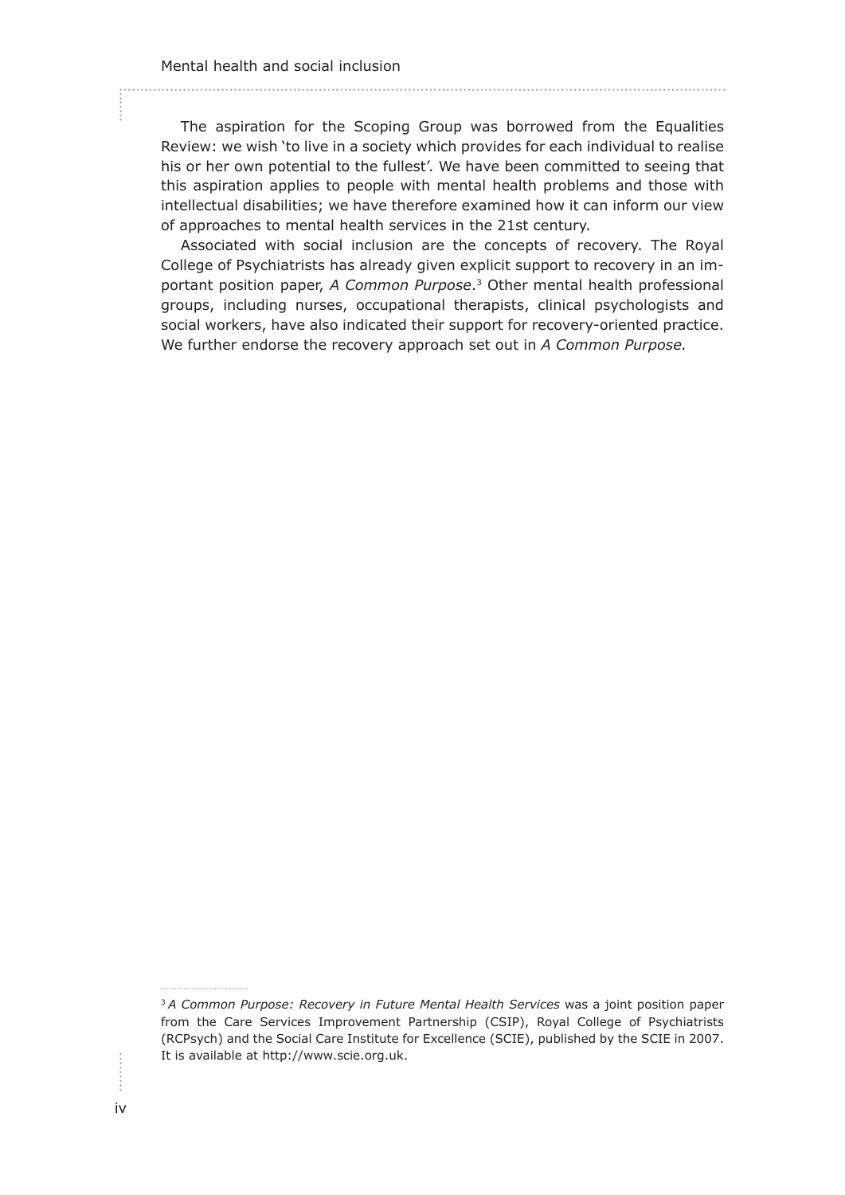The aspiration for the Scoping Group was borrowed from the Equalities Review: we wish 'to live in a society which provides for each individual to realise his or her own potential to the fullest'. We have been committed to seeing that this aspiration applies to people with mental health problems and those with intellectual disabilities; we have therefore examined how it can inform our view of approaches to mental health services in the 21st century.

Associated with social inclusion are the concepts of recovery. The Royal College of Psychiatrists has already given explicit support to recovery in an important position paper, *A Common Purpose*.[3] Other mental health professional groups, including nurses, occupational therapists, clinical psychologists and social workers, have also indicated their support for recovery-oriented practice. We further endorse the recovery approach set out in *A Common Purpose.*

---

[3] *A Common Purpose: Recovery in Future Mental Health Services* was a joint position paper from the Care Services Improvement Partnership (CSIP), Royal College of Psychiatrists (RCPsych) and the Social Care Institute for Excellence (SCIE), published by the SCIE in 2007. It is available at http://www.scie.org.uk.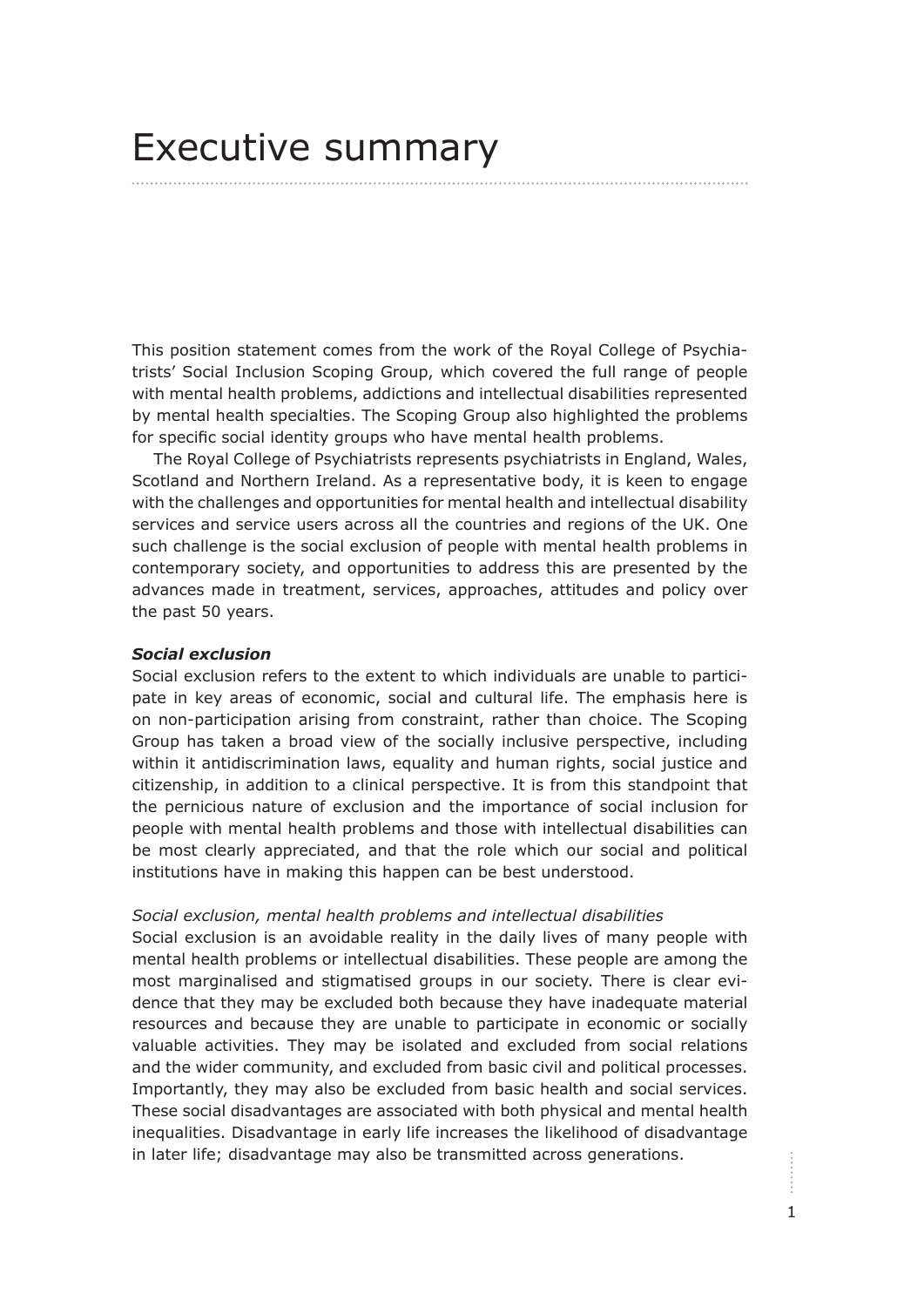# Executive summary

This position statement comes from the work of the Royal College of Psychiatrists' Social Inclusion Scoping Group, which covered the full range of people with mental health problems, addictions and intellectual disabilities represented by mental health specialties. The Scoping Group also highlighted the problems for specific social identity groups who have mental health problems.

The Royal College of Psychiatrists represents psychiatrists in England, Wales, Scotland and Northern Ireland. As a representative body, it is keen to engage with the challenges and opportunities for mental health and intellectual disability services and service users across all the countries and regions of the UK. One such challenge is the social exclusion of people with mental health problems in contemporary society, and opportunities to address this are presented by the advances made in treatment, services, approaches, attitudes and policy over the past 50 years.

***Social exclusion***

Social exclusion refers to the extent to which individuals are unable to participate in key areas of economic, social and cultural life. The emphasis here is on non-participation arising from constraint, rather than choice. The Scoping Group has taken a broad view of the socially inclusive perspective, including within it antidiscrimination laws, equality and human rights, social justice and citizenship, in addition to a clinical perspective. It is from this standpoint that the pernicious nature of exclusion and the importance of social inclusion for people with mental health problems and those with intellectual disabilities can be most clearly appreciated, and that the role which our social and political institutions have in making this happen can be best understood.

*Social exclusion, mental health problems and intellectual disabilities*

Social exclusion is an avoidable reality in the daily lives of many people with mental health problems or intellectual disabilities. These people are among the most marginalised and stigmatised groups in our society. There is clear evidence that they may be excluded both because they have inadequate material resources and because they are unable to participate in economic or socially valuable activities. They may be isolated and excluded from social relations and the wider community, and excluded from basic civil and political processes. Importantly, they may also be excluded from basic health and social services. These social disadvantages are associated with both physical and mental health inequalities. Disadvantage in early life increases the likelihood of disadvantage in later life; disadvantage may also be transmitted across generations.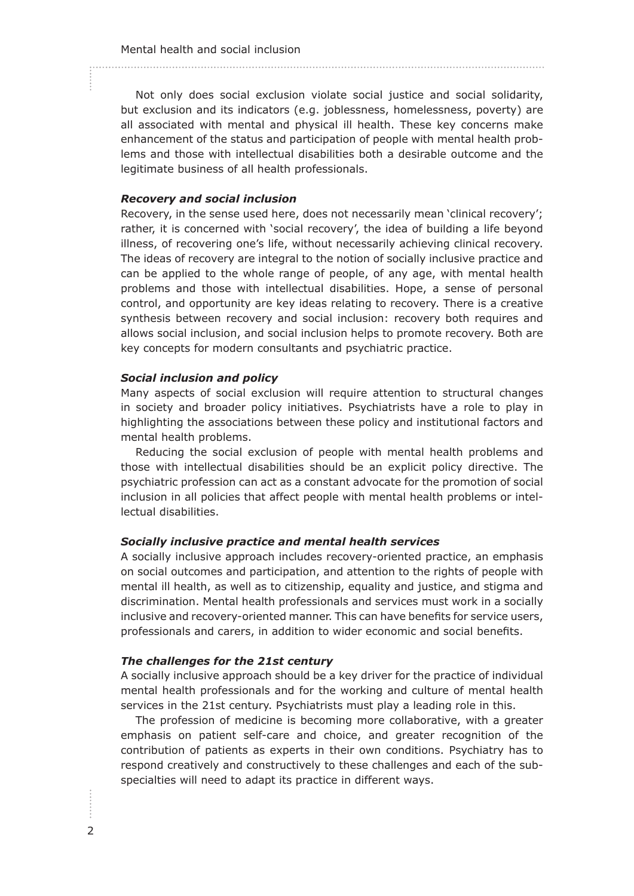Not only does social exclusion violate social justice and social solidarity, but exclusion and its indicators (e.g. joblessness, homelessness, poverty) are all associated with mental and physical ill health. These key concerns make enhancement of the status and participation of people with mental health problems and those with intellectual disabilities both a desirable outcome and the legitimate business of all health professionals.

***Recovery and social inclusion***

Recovery, in the sense used here, does not necessarily mean 'clinical recovery'; rather, it is concerned with 'social recovery', the idea of building a life beyond illness, of recovering one's life, without necessarily achieving clinical recovery. The ideas of recovery are integral to the notion of socially inclusive practice and can be applied to the whole range of people, of any age, with mental health problems and those with intellectual disabilities. Hope, a sense of personal control, and opportunity are key ideas relating to recovery. There is a creative synthesis between recovery and social inclusion: recovery both requires and allows social inclusion, and social inclusion helps to promote recovery. Both are key concepts for modern consultants and psychiatric practice.

***Social inclusion and policy***

Many aspects of social exclusion will require attention to structural changes in society and broader policy initiatives. Psychiatrists have a role to play in highlighting the associations between these policy and institutional factors and mental health problems.

Reducing the social exclusion of people with mental health problems and those with intellectual disabilities should be an explicit policy directive. The psychiatric profession can act as a constant advocate for the promotion of social inclusion in all policies that affect people with mental health problems or intellectual disabilities.

***Socially inclusive practice and mental health services***

A socially inclusive approach includes recovery-oriented practice, an emphasis on social outcomes and participation, and attention to the rights of people with mental ill health, as well as to citizenship, equality and justice, and stigma and discrimination. Mental health professionals and services must work in a socially inclusive and recovery-oriented manner. This can have benefits for service users, professionals and carers, in addition to wider economic and social benefits.

***The challenges for the 21st century***

A socially inclusive approach should be a key driver for the practice of individual mental health professionals and for the working and culture of mental health services in the 21st century. Psychiatrists must play a leading role in this.

The profession of medicine is becoming more collaborative, with a greater emphasis on patient self-care and choice, and greater recognition of the contribution of patients as experts in their own conditions. Psychiatry has to respond creatively and constructively to these challenges and each of the subspecialties will need to adapt its practice in different ways.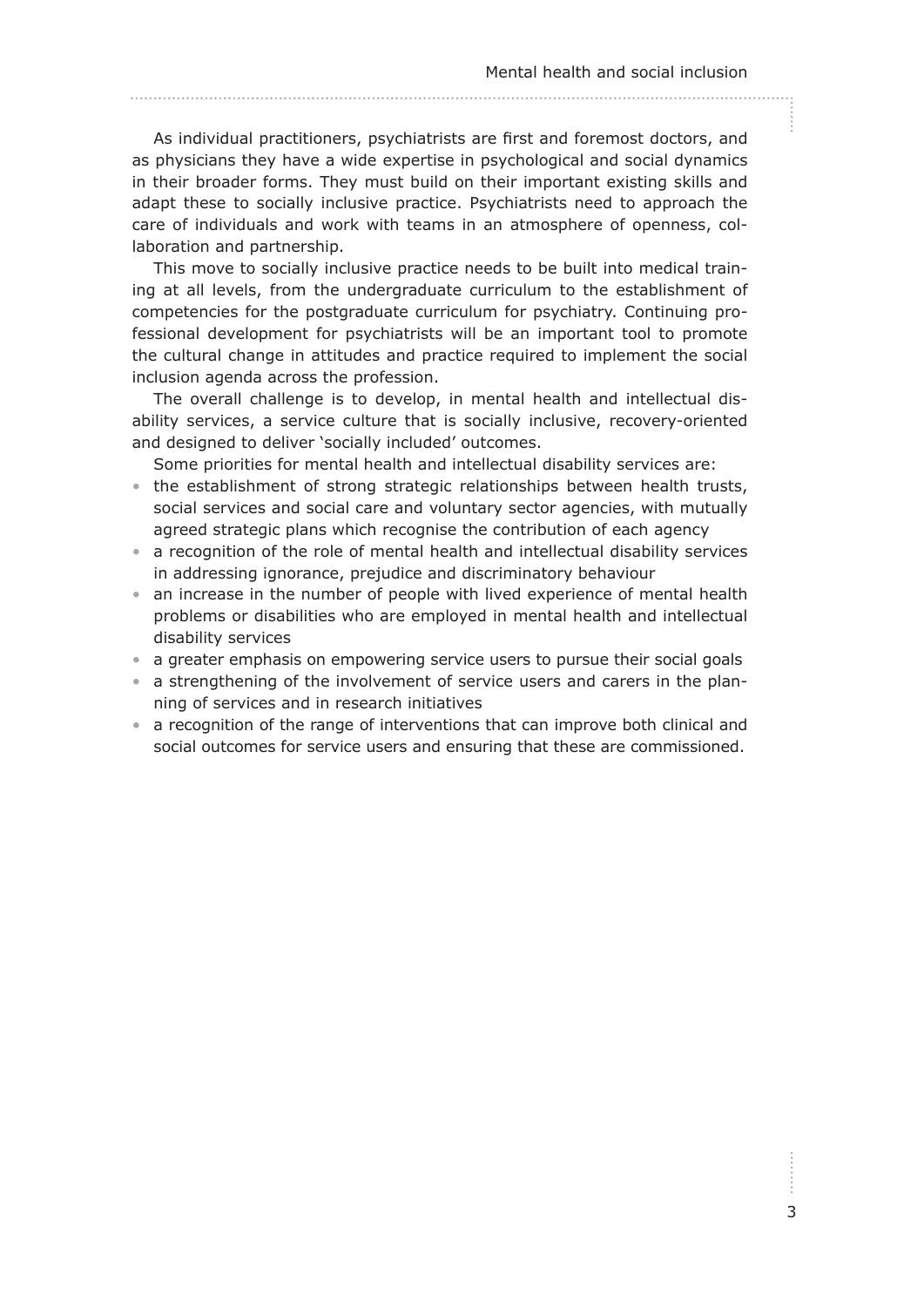As individual practitioners, psychiatrists are first and foremost doctors, and as physicians they have a wide expertise in psychological and social dynamics in their broader forms. They must build on their important existing skills and adapt these to socially inclusive practice. Psychiatrists need to approach the care of individuals and work with teams in an atmosphere of openness, collaboration and partnership.

This move to socially inclusive practice needs to be built into medical training at all levels, from the undergraduate curriculum to the establishment of competencies for the postgraduate curriculum for psychiatry. Continuing professional development for psychiatrists will be an important tool to promote the cultural change in attitudes and practice required to implement the social inclusion agenda across the profession.

The overall challenge is to develop, in mental health and intellectual disability services, a service culture that is socially inclusive, recovery-oriented and designed to deliver 'socially included' outcomes.

Some priorities for mental health and intellectual disability services are:

- the establishment of strong strategic relationships between health trusts, social services and social care and voluntary sector agencies, with mutually agreed strategic plans which recognise the contribution of each agency
- a recognition of the role of mental health and intellectual disability services in addressing ignorance, prejudice and discriminatory behaviour
- an increase in the number of people with lived experience of mental health problems or disabilities who are employed in mental health and intellectual disability services
- a greater emphasis on empowering service users to pursue their social goals
- a strengthening of the involvement of service users and carers in the planning of services and in research initiatives
- a recognition of the range of interventions that can improve both clinical and social outcomes for service users and ensuring that these are commissioned.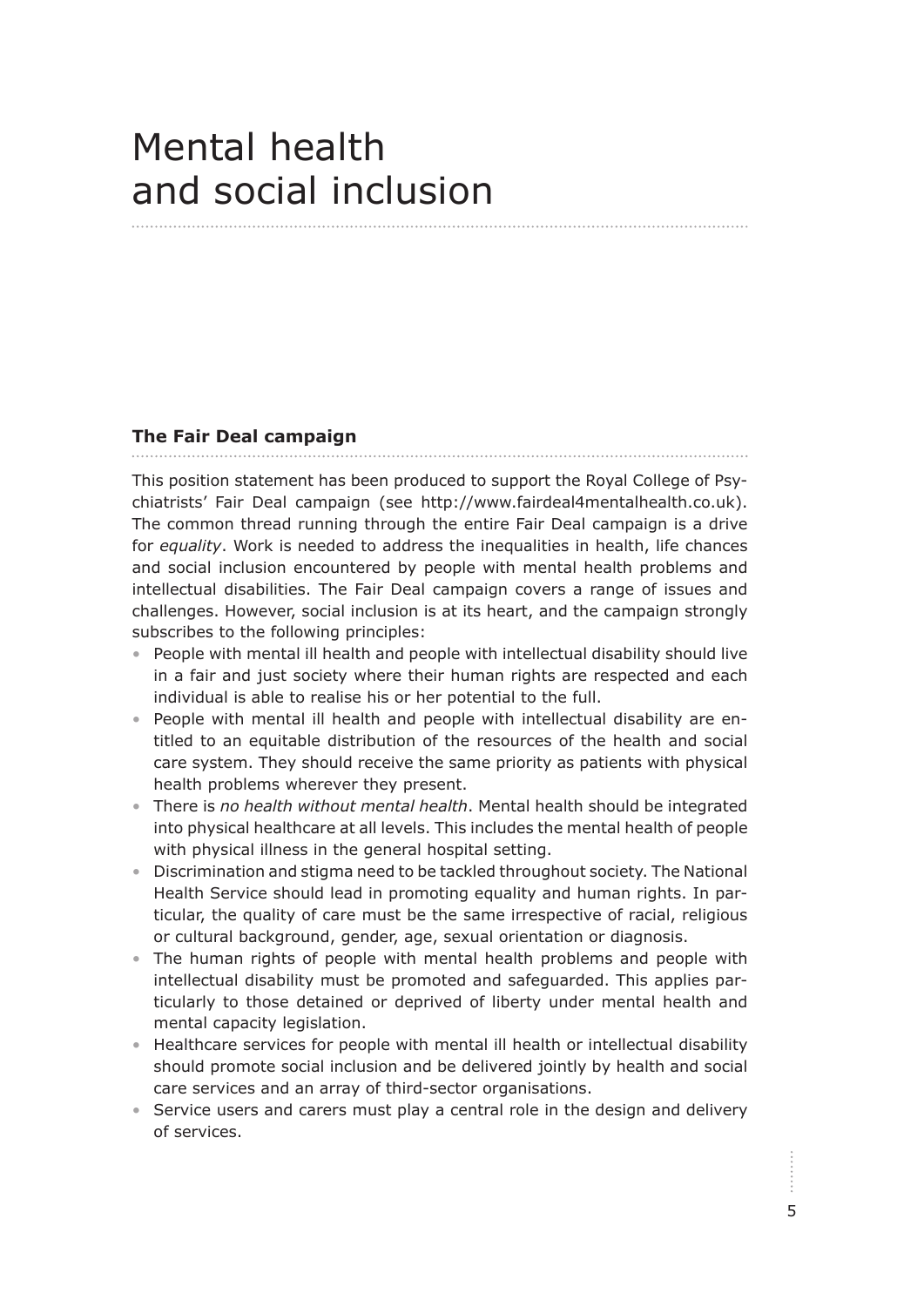// Mental health and social inclusion

## The Fair Deal campaign

This position statement has been produced to support the Royal College of Psychiatrists' Fair Deal campaign (see http://www.fairdeal4mentalhealth.co.uk). The common thread running through the entire Fair Deal campaign is a drive for *equality*. Work is needed to address the inequalities in health, life chances and social inclusion encountered by people with mental health problems and intellectual disabilities. The Fair Deal campaign covers a range of issues and challenges. However, social inclusion is at its heart, and the campaign strongly subscribes to the following principles:

- People with mental ill health and people with intellectual disability should live in a fair and just society where their human rights are respected and each individual is able to realise his or her potential to the full.
- People with mental ill health and people with intellectual disability are entitled to an equitable distribution of the resources of the health and social care system. They should receive the same priority as patients with physical health problems wherever they present.
- There is *no health without mental health*. Mental health should be integrated into physical healthcare at all levels. This includes the mental health of people with physical illness in the general hospital setting.
- Discrimination and stigma need to be tackled throughout society. The National Health Service should lead in promoting equality and human rights. In particular, the quality of care must be the same irrespective of racial, religious or cultural background, gender, age, sexual orientation or diagnosis.
- The human rights of people with mental health problems and people with intellectual disability must be promoted and safeguarded. This applies particularly to those detained or deprived of liberty under mental health and mental capacity legislation.
- Healthcare services for people with mental ill health or intellectual disability should promote social inclusion and be delivered jointly by health and social care services and an array of third-sector organisations.
- Service users and carers must play a central role in the design and delivery of services.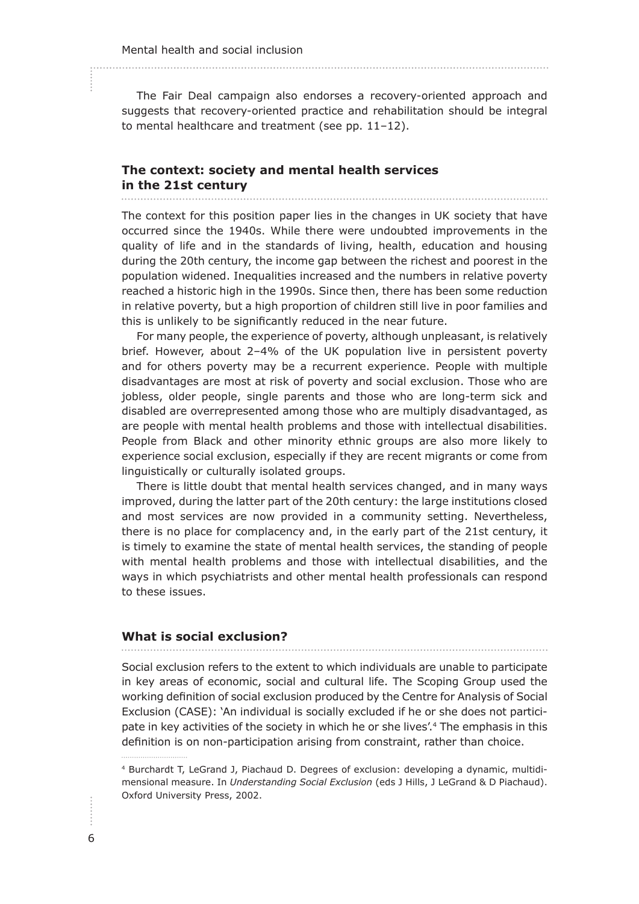The Fair Deal campaign also endorses a recovery-oriented approach and suggests that recovery-oriented practice and rehabilitation should be integral to mental healthcare and treatment (see pp. 11–12).

## The context: society and mental health services in the 21st century

The context for this position paper lies in the changes in UK society that have occurred since the 1940s. While there were undoubted improvements in the quality of life and in the standards of living, health, education and housing during the 20th century, the income gap between the richest and poorest in the population widened. Inequalities increased and the numbers in relative poverty reached a historic high in the 1990s. Since then, there has been some reduction in relative poverty, but a high proportion of children still live in poor families and this is unlikely to be significantly reduced in the near future.

For many people, the experience of poverty, although unpleasant, is relatively brief. However, about 2–4% of the UK population live in persistent poverty and for others poverty may be a recurrent experience. People with multiple disadvantages are most at risk of poverty and social exclusion. Those who are jobless, older people, single parents and those who are long-term sick and disabled are overrepresented among those who are multiply disadvantaged, as are people with mental health problems and those with intellectual disabilities. People from Black and other minority ethnic groups are also more likely to experience social exclusion, especially if they are recent migrants or come from linguistically or culturally isolated groups.

There is little doubt that mental health services changed, and in many ways improved, during the latter part of the 20th century: the large institutions closed and most services are now provided in a community setting. Nevertheless, there is no place for complacency and, in the early part of the 21st century, it is timely to examine the state of mental health services, the standing of people with mental health problems and those with intellectual disabilities, and the ways in which psychiatrists and other mental health professionals can respond to these issues.

## What is social exclusion?

Social exclusion refers to the extent to which individuals are unable to participate in key areas of economic, social and cultural life. The Scoping Group used the working definition of social exclusion produced by the Centre for Analysis of Social Exclusion (CASE): 'An individual is socially excluded if he or she does not participate in key activities of the society in which he or she lives'.[4] The emphasis in this definition is on non-participation arising from constraint, rather than choice.

[4] Burchardt T, LeGrand J, Piachaud D. Degrees of exclusion: developing a dynamic, multidimensional measure. In *Understanding Social Exclusion* (eds J Hills, J LeGrand & D Piachaud). Oxford University Press, 2002.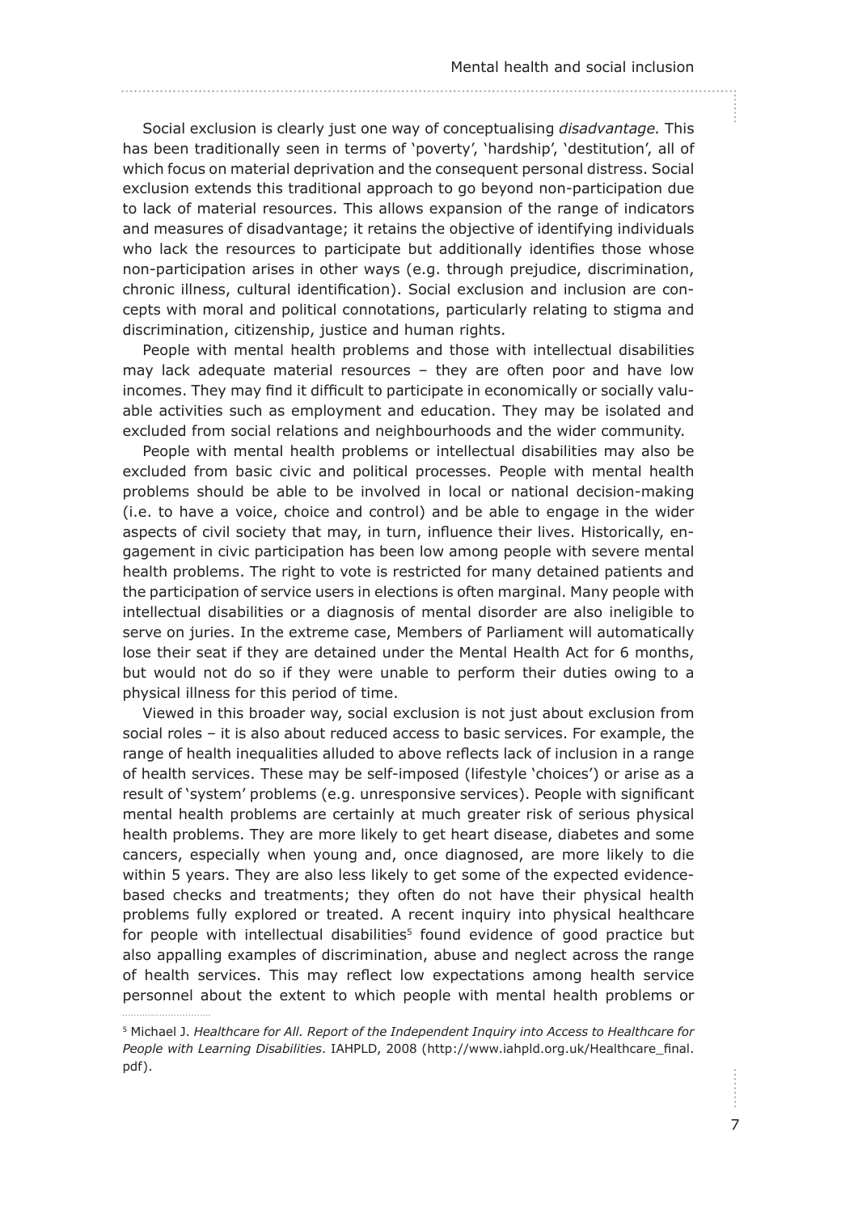Social exclusion is clearly just one way of conceptualising *disadvantage.* This has been traditionally seen in terms of 'poverty', 'hardship', 'destitution', all of which focus on material deprivation and the consequent personal distress. Social exclusion extends this traditional approach to go beyond non-participation due to lack of material resources. This allows expansion of the range of indicators and measures of disadvantage; it retains the objective of identifying individuals who lack the resources to participate but additionally identifies those whose non-participation arises in other ways (e.g. through prejudice, discrimination, chronic illness, cultural identification). Social exclusion and inclusion are concepts with moral and political connotations, particularly relating to stigma and discrimination, citizenship, justice and human rights.

People with mental health problems and those with intellectual disabilities may lack adequate material resources – they are often poor and have low incomes. They may find it difficult to participate in economically or socially valuable activities such as employment and education. They may be isolated and excluded from social relations and neighbourhoods and the wider community.

People with mental health problems or intellectual disabilities may also be excluded from basic civic and political processes. People with mental health problems should be able to be involved in local or national decision-making (i.e. to have a voice, choice and control) and be able to engage in the wider aspects of civil society that may, in turn, influence their lives. Historically, engagement in civic participation has been low among people with severe mental health problems. The right to vote is restricted for many detained patients and the participation of service users in elections is often marginal. Many people with intellectual disabilities or a diagnosis of mental disorder are also ineligible to serve on juries. In the extreme case, Members of Parliament will automatically lose their seat if they are detained under the Mental Health Act for 6 months, but would not do so if they were unable to perform their duties owing to a physical illness for this period of time.

Viewed in this broader way, social exclusion is not just about exclusion from social roles – it is also about reduced access to basic services. For example, the range of health inequalities alluded to above reflects lack of inclusion in a range of health services. These may be self-imposed (lifestyle 'choices') or arise as a result of 'system' problems (e.g. unresponsive services). People with significant mental health problems are certainly at much greater risk of serious physical health problems. They are more likely to get heart disease, diabetes and some cancers, especially when young and, once diagnosed, are more likely to die within 5 years. They are also less likely to get some of the expected evidence-based checks and treatments; they often do not have their physical health problems fully explored or treated. A recent inquiry into physical healthcare for people with intellectual disabilities[5] found evidence of good practice but also appalling examples of discrimination, abuse and neglect across the range of health services. This may reflect low expectations among health service personnel about the extent to which people with mental health problems or

[5] Michael J. *Healthcare for All. Report of the Independent Inquiry into Access to Healthcare for People with Learning Disabilities*. IAHPLD, 2008 (http://www.iahpld.org.uk/Healthcare_final.pdf).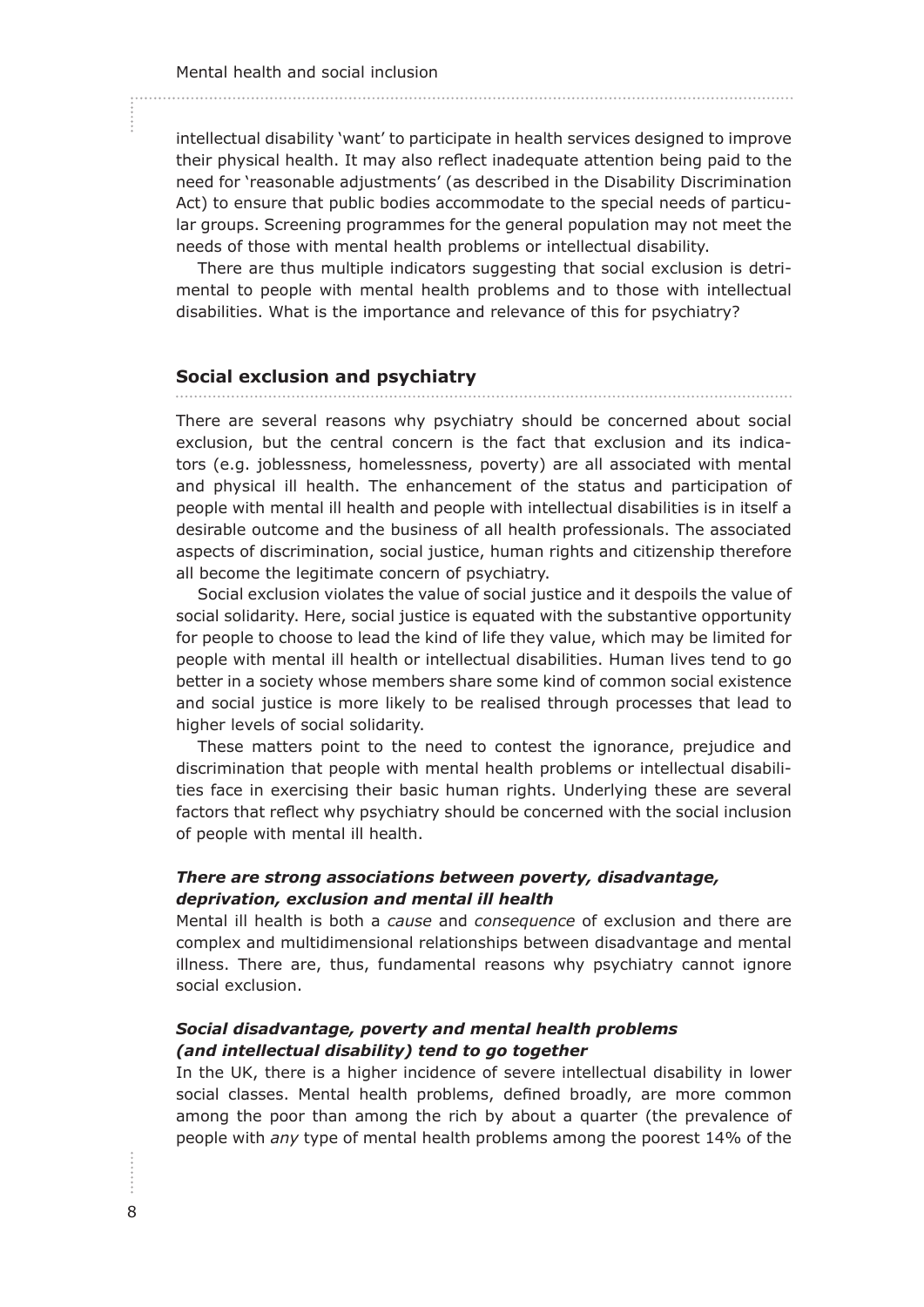intellectual disability 'want' to participate in health services designed to improve their physical health. It may also reflect inadequate attention being paid to the need for 'reasonable adjustments' (as described in the Disability Discrimination Act) to ensure that public bodies accommodate to the special needs of particular groups. Screening programmes for the general population may not meet the needs of those with mental health problems or intellectual disability.

There are thus multiple indicators suggesting that social exclusion is detrimental to people with mental health problems and to those with intellectual disabilities. What is the importance and relevance of this for psychiatry?

## Social exclusion and psychiatry

There are several reasons why psychiatry should be concerned about social exclusion, but the central concern is the fact that exclusion and its indicators (e.g. joblessness, homelessness, poverty) are all associated with mental and physical ill health. The enhancement of the status and participation of people with mental ill health and people with intellectual disabilities is in itself a desirable outcome and the business of all health professionals. The associated aspects of discrimination, social justice, human rights and citizenship therefore all become the legitimate concern of psychiatry.

Social exclusion violates the value of social justice and it despoils the value of social solidarity. Here, social justice is equated with the substantive opportunity for people to choose to lead the kind of life they value, which may be limited for people with mental ill health or intellectual disabilities. Human lives tend to go better in a society whose members share some kind of common social existence and social justice is more likely to be realised through processes that lead to higher levels of social solidarity.

These matters point to the need to contest the ignorance, prejudice and discrimination that people with mental health problems or intellectual disabilities face in exercising their basic human rights. Underlying these are several factors that reflect why psychiatry should be concerned with the social inclusion of people with mental ill health.

### *There are strong associations between poverty, disadvantage, deprivation, exclusion and mental ill health*

Mental ill health is both a *cause* and *consequence* of exclusion and there are complex and multidimensional relationships between disadvantage and mental illness. There are, thus, fundamental reasons why psychiatry cannot ignore social exclusion.

### *Social disadvantage, poverty and mental health problems (and intellectual disability) tend to go together*

In the UK, there is a higher incidence of severe intellectual disability in lower social classes. Mental health problems, defined broadly, are more common among the poor than among the rich by about a quarter (the prevalence of people with *any* type of mental health problems among the poorest 14% of the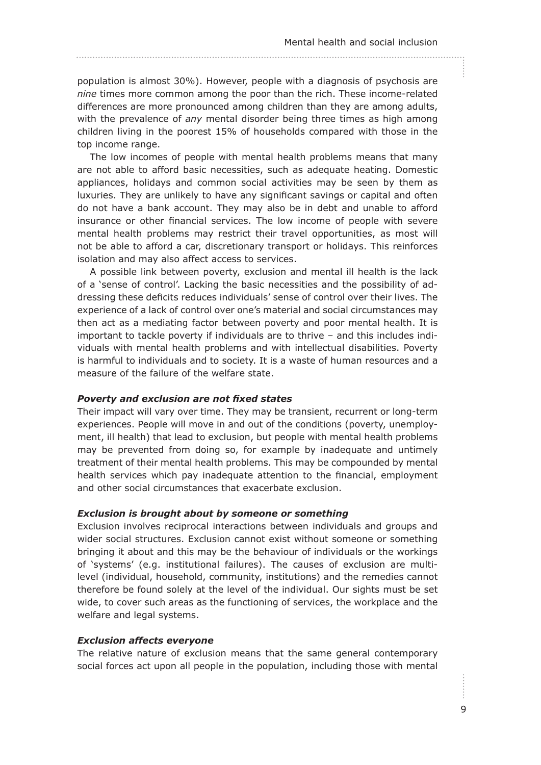population is almost 30%). However, people with a diagnosis of psychosis are *nine* times more common among the poor than the rich. These income-related differences are more pronounced among children than they are among adults, with the prevalence of *any* mental disorder being three times as high among children living in the poorest 15% of households compared with those in the top income range.

The low incomes of people with mental health problems means that many are not able to afford basic necessities, such as adequate heating. Domestic appliances, holidays and common social activities may be seen by them as luxuries. They are unlikely to have any significant savings or capital and often do not have a bank account. They may also be in debt and unable to afford insurance or other financial services. The low income of people with severe mental health problems may restrict their travel opportunities, as most will not be able to afford a car, discretionary transport or holidays. This reinforces isolation and may also affect access to services.

A possible link between poverty, exclusion and mental ill health is the lack of a 'sense of control'. Lacking the basic necessities and the possibility of addressing these deficits reduces individuals' sense of control over their lives. The experience of a lack of control over one's material and social circumstances may then act as a mediating factor between poverty and poor mental health. It is important to tackle poverty if individuals are to thrive – and this includes individuals with mental health problems and with intellectual disabilities. Poverty is harmful to individuals and to society. It is a waste of human resources and a measure of the failure of the welfare state.

***Poverty and exclusion are not fixed states***

Their impact will vary over time. They may be transient, recurrent or long-term experiences. People will move in and out of the conditions (poverty, unemployment, ill health) that lead to exclusion, but people with mental health problems may be prevented from doing so, for example by inadequate and untimely treatment of their mental health problems. This may be compounded by mental health services which pay inadequate attention to the financial, employment and other social circumstances that exacerbate exclusion.

***Exclusion is brought about by someone or something***

Exclusion involves reciprocal interactions between individuals and groups and wider social structures. Exclusion cannot exist without someone or something bringing it about and this may be the behaviour of individuals or the workings of 'systems' (e.g. institutional failures). The causes of exclusion are multi-level (individual, household, community, institutions) and the remedies cannot therefore be found solely at the level of the individual. Our sights must be set wide, to cover such areas as the functioning of services, the workplace and the welfare and legal systems.

***Exclusion affects everyone***

The relative nature of exclusion means that the same general contemporary social forces act upon all people in the population, including those with mental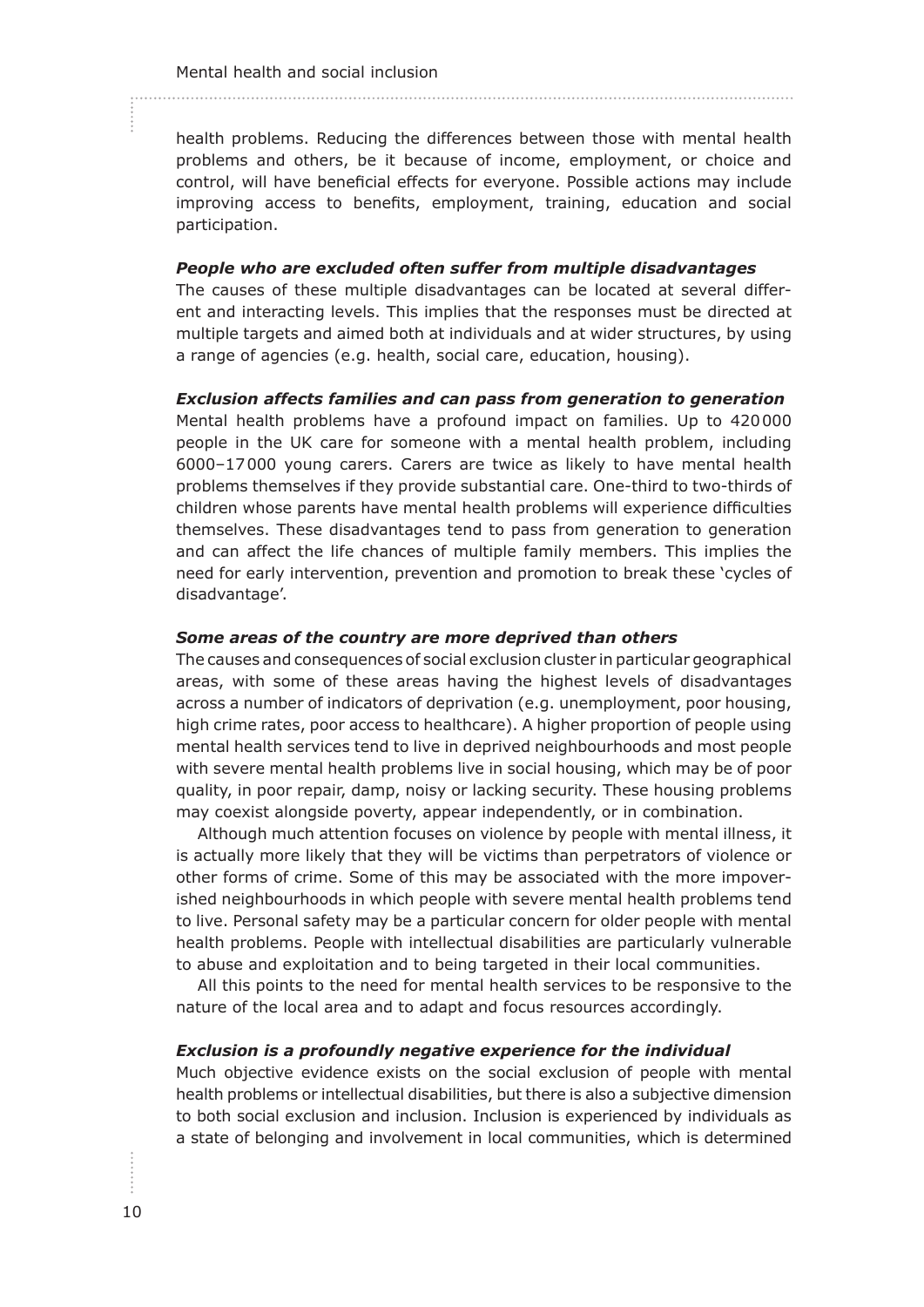health problems. Reducing the differences between those with mental health problems and others, be it because of income, employment, or choice and control, will have beneficial effects for everyone. Possible actions may include improving access to benefits, employment, training, education and social participation.

***People who are excluded often suffer from multiple disadvantages***

The causes of these multiple disadvantages can be located at several different and interacting levels. This implies that the responses must be directed at multiple targets and aimed both at individuals and at wider structures, by using a range of agencies (e.g. health, social care, education, housing).

***Exclusion affects families and can pass from generation to generation***

Mental health problems have a profound impact on families. Up to 420 000 people in the UK care for someone with a mental health problem, including 6000–17 000 young carers. Carers are twice as likely to have mental health problems themselves if they provide substantial care. One-third to two-thirds of children whose parents have mental health problems will experience difficulties themselves. These disadvantages tend to pass from generation to generation and can affect the life chances of multiple family members. This implies the need for early intervention, prevention and promotion to break these 'cycles of disadvantage'.

***Some areas of the country are more deprived than others***

The causes and consequences of social exclusion cluster in particular geographical areas, with some of these areas having the highest levels of disadvantages across a number of indicators of deprivation (e.g. unemployment, poor housing, high crime rates, poor access to healthcare). A higher proportion of people using mental health services tend to live in deprived neighbourhoods and most people with severe mental health problems live in social housing, which may be of poor quality, in poor repair, damp, noisy or lacking security. These housing problems may coexist alongside poverty, appear independently, or in combination.

Although much attention focuses on violence by people with mental illness, it is actually more likely that they will be victims than perpetrators of violence or other forms of crime. Some of this may be associated with the more impoverished neighbourhoods in which people with severe mental health problems tend to live. Personal safety may be a particular concern for older people with mental health problems. People with intellectual disabilities are particularly vulnerable to abuse and exploitation and to being targeted in their local communities.

All this points to the need for mental health services to be responsive to the nature of the local area and to adapt and focus resources accordingly.

***Exclusion is a profoundly negative experience for the individual***

Much objective evidence exists on the social exclusion of people with mental health problems or intellectual disabilities, but there is also a subjective dimension to both social exclusion and inclusion. Inclusion is experienced by individuals as a state of belonging and involvement in local communities, which is determined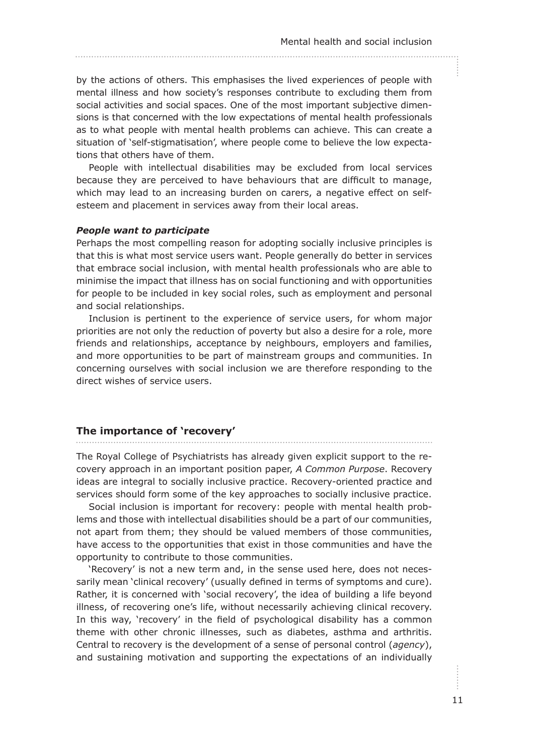by the actions of others. This emphasises the lived experiences of people with mental illness and how society's responses contribute to excluding them from social activities and social spaces. One of the most important subjective dimensions is that concerned with the low expectations of mental health professionals as to what people with mental health problems can achieve. This can create a situation of 'self-stigmatisation', where people come to believe the low expectations that others have of them.

People with intellectual disabilities may be excluded from local services because they are perceived to have behaviours that are difficult to manage, which may lead to an increasing burden on carers, a negative effect on self-esteem and placement in services away from their local areas.

***People want to participate***

Perhaps the most compelling reason for adopting socially inclusive principles is that this is what most service users want. People generally do better in services that embrace social inclusion, with mental health professionals who are able to minimise the impact that illness has on social functioning and with opportunities for people to be included in key social roles, such as employment and personal and social relationships.

Inclusion is pertinent to the experience of service users, for whom major priorities are not only the reduction of poverty but also a desire for a role, more friends and relationships, acceptance by neighbours, employers and families, and more opportunities to be part of mainstream groups and communities. In concerning ourselves with social inclusion we are therefore responding to the direct wishes of service users.

## The importance of 'recovery'

The Royal College of Psychiatrists has already given explicit support to the recovery approach in an important position paper, *A Common Purpose*. Recovery ideas are integral to socially inclusive practice. Recovery-oriented practice and services should form some of the key approaches to socially inclusive practice.

Social inclusion is important for recovery: people with mental health problems and those with intellectual disabilities should be a part of our communities, not apart from them; they should be valued members of those communities, have access to the opportunities that exist in those communities and have the opportunity to contribute to those communities.

'Recovery' is not a new term and, in the sense used here, does not necessarily mean 'clinical recovery' (usually defined in terms of symptoms and cure). Rather, it is concerned with 'social recovery', the idea of building a life beyond illness, of recovering one's life, without necessarily achieving clinical recovery. In this way, 'recovery' in the field of psychological disability has a common theme with other chronic illnesses, such as diabetes, asthma and arthritis. Central to recovery is the development of a sense of personal control (*agency*), and sustaining motivation and supporting the expectations of an individually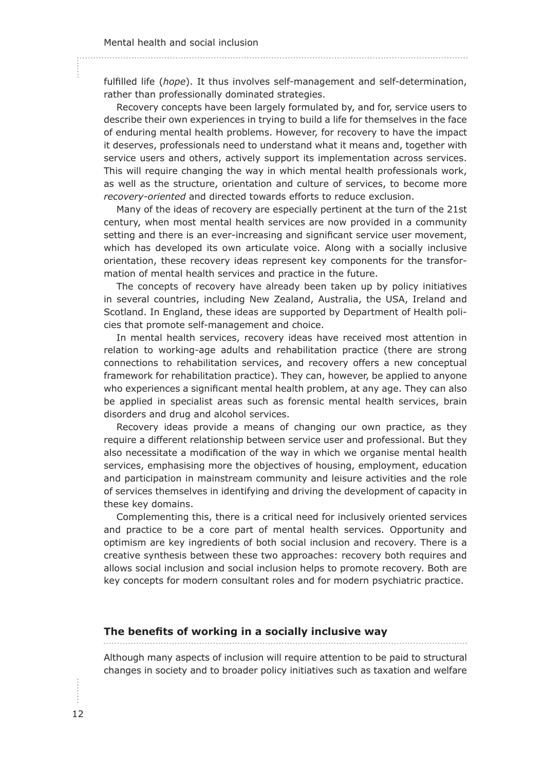fulfilled life (*hope*). It thus involves self-management and self-determination, rather than professionally dominated strategies.

Recovery concepts have been largely formulated by, and for, service users to describe their own experiences in trying to build a life for themselves in the face of enduring mental health problems. However, for recovery to have the impact it deserves, professionals need to understand what it means and, together with service users and others, actively support its implementation across services. This will require changing the way in which mental health professionals work, as well as the structure, orientation and culture of services, to become more *recovery-oriented* and directed towards efforts to reduce exclusion.

Many of the ideas of recovery are especially pertinent at the turn of the 21st century, when most mental health services are now provided in a community setting and there is an ever-increasing and significant service user movement, which has developed its own articulate voice. Along with a socially inclusive orientation, these recovery ideas represent key components for the transformation of mental health services and practice in the future.

The concepts of recovery have already been taken up by policy initiatives in several countries, including New Zealand, Australia, the USA, Ireland and Scotland. In England, these ideas are supported by Department of Health policies that promote self-management and choice.

In mental health services, recovery ideas have received most attention in relation to working-age adults and rehabilitation practice (there are strong connections to rehabilitation services, and recovery offers a new conceptual framework for rehabilitation practice). They can, however, be applied to anyone who experiences a significant mental health problem, at any age. They can also be applied in specialist areas such as forensic mental health services, brain disorders and drug and alcohol services.

Recovery ideas provide a means of changing our own practice, as they require a different relationship between service user and professional. But they also necessitate a modification of the way in which we organise mental health services, emphasising more the objectives of housing, employment, education and participation in mainstream community and leisure activities and the role of services themselves in identifying and driving the development of capacity in these key domains.

Complementing this, there is a critical need for inclusively oriented services and practice to be a core part of mental health services. Opportunity and optimism are key ingredients of both social inclusion and recovery. There is a creative synthesis between these two approaches: recovery both requires and allows social inclusion and social inclusion helps to promote recovery. Both are key concepts for modern consultant roles and for modern psychiatric practice.

## The benefits of working in a socially inclusive way

Although many aspects of inclusion will require attention to be paid to structural changes in society and to broader policy initiatives such as taxation and welfare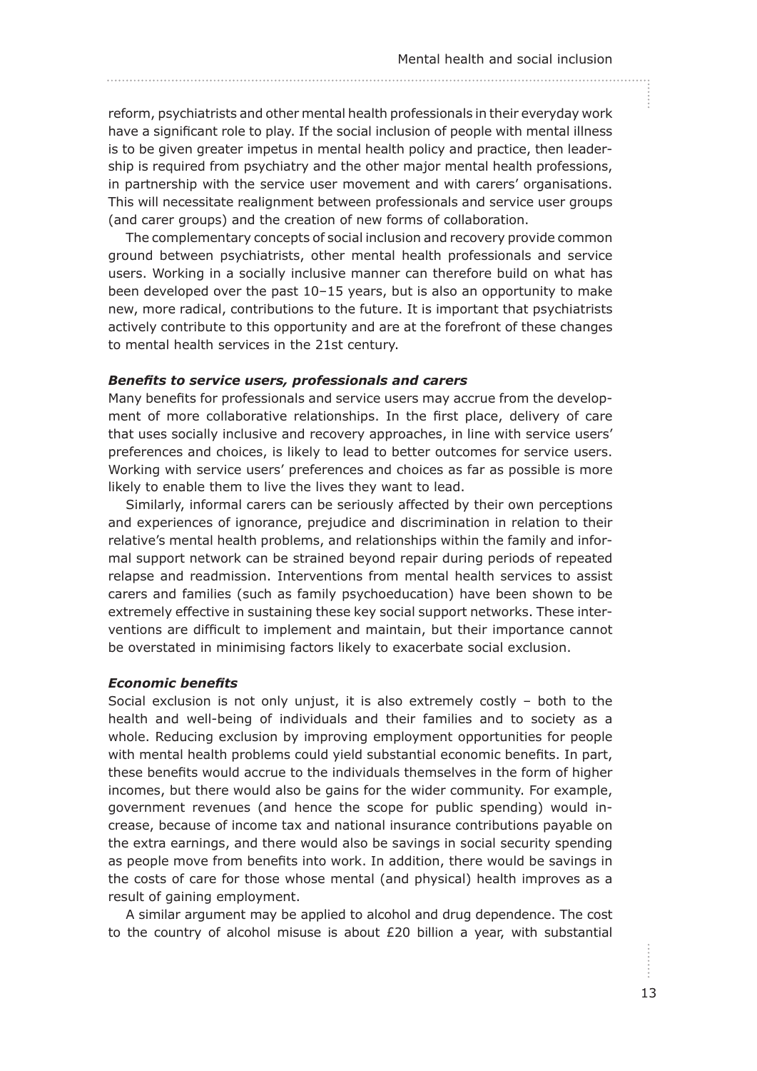reform, psychiatrists and other mental health professionals in their everyday work have a significant role to play. If the social inclusion of people with mental illness is to be given greater impetus in mental health policy and practice, then leadership is required from psychiatry and the other major mental health professions, in partnership with the service user movement and with carers' organisations. This will necessitate realignment between professionals and service user groups (and carer groups) and the creation of new forms of collaboration.

The complementary concepts of social inclusion and recovery provide common ground between psychiatrists, other mental health professionals and service users. Working in a socially inclusive manner can therefore build on what has been developed over the past 10–15 years, but is also an opportunity to make new, more radical, contributions to the future. It is important that psychiatrists actively contribute to this opportunity and are at the forefront of these changes to mental health services in the 21st century.

#### *Benefits to service users, professionals and carers*

Many benefits for professionals and service users may accrue from the development of more collaborative relationships. In the first place, delivery of care that uses socially inclusive and recovery approaches, in line with service users' preferences and choices, is likely to lead to better outcomes for service users. Working with service users' preferences and choices as far as possible is more likely to enable them to live the lives they want to lead.

Similarly, informal carers can be seriously affected by their own perceptions and experiences of ignorance, prejudice and discrimination in relation to their relative's mental health problems, and relationships within the family and informal support network can be strained beyond repair during periods of repeated relapse and readmission. Interventions from mental health services to assist carers and families (such as family psychoeducation) have been shown to be extremely effective in sustaining these key social support networks. These interventions are difficult to implement and maintain, but their importance cannot be overstated in minimising factors likely to exacerbate social exclusion.

#### *Economic benefits*

Social exclusion is not only unjust, it is also extremely costly – both to the health and well-being of individuals and their families and to society as a whole. Reducing exclusion by improving employment opportunities for people with mental health problems could yield substantial economic benefits. In part, these benefits would accrue to the individuals themselves in the form of higher incomes, but there would also be gains for the wider community. For example, government revenues (and hence the scope for public spending) would increase, because of income tax and national insurance contributions payable on the extra earnings, and there would also be savings in social security spending as people move from benefits into work. In addition, there would be savings in the costs of care for those whose mental (and physical) health improves as a result of gaining employment.

A similar argument may be applied to alcohol and drug dependence. The cost to the country of alcohol misuse is about £20 billion a year, with substantial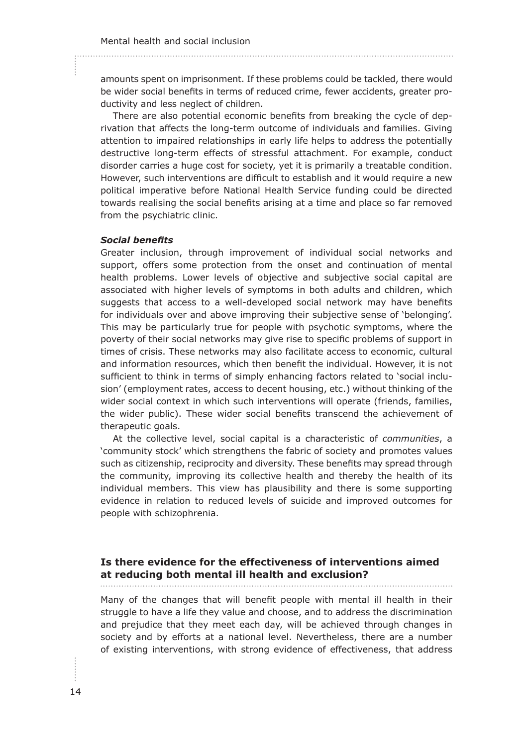amounts spent on imprisonment. If these problems could be tackled, there would be wider social benefits in terms of reduced crime, fewer accidents, greater productivity and less neglect of children.

There are also potential economic benefits from breaking the cycle of deprivation that affects the long-term outcome of individuals and families. Giving attention to impaired relationships in early life helps to address the potentially destructive long-term effects of stressful attachment. For example, conduct disorder carries a huge cost for society, yet it is primarily a treatable condition. However, such interventions are difficult to establish and it would require a new political imperative before National Health Service funding could be directed towards realising the social benefits arising at a time and place so far removed from the psychiatric clinic.

***Social benefits***

Greater inclusion, through improvement of individual social networks and support, offers some protection from the onset and continuation of mental health problems. Lower levels of objective and subjective social capital are associated with higher levels of symptoms in both adults and children, which suggests that access to a well-developed social network may have benefits for individuals over and above improving their subjective sense of 'belonging'. This may be particularly true for people with psychotic symptoms, where the poverty of their social networks may give rise to specific problems of support in times of crisis. These networks may also facilitate access to economic, cultural and information resources, which then benefit the individual. However, it is not sufficient to think in terms of simply enhancing factors related to 'social inclusion' (employment rates, access to decent housing, etc.) without thinking of the wider social context in which such interventions will operate (friends, families, the wider public). These wider social benefits transcend the achievement of therapeutic goals.

At the collective level, social capital is a characteristic of *communities*, a 'community stock' which strengthens the fabric of society and promotes values such as citizenship, reciprocity and diversity. These benefits may spread through the community, improving its collective health and thereby the health of its individual members. This view has plausibility and there is some supporting evidence in relation to reduced levels of suicide and improved outcomes for people with schizophrenia.

## Is there evidence for the effectiveness of interventions aimed at reducing both mental ill health and exclusion?

Many of the changes that will benefit people with mental ill health in their struggle to have a life they value and choose, and to address the discrimination and prejudice that they meet each day, will be achieved through changes in society and by efforts at a national level. Nevertheless, there are a number of existing interventions, with strong evidence of effectiveness, that address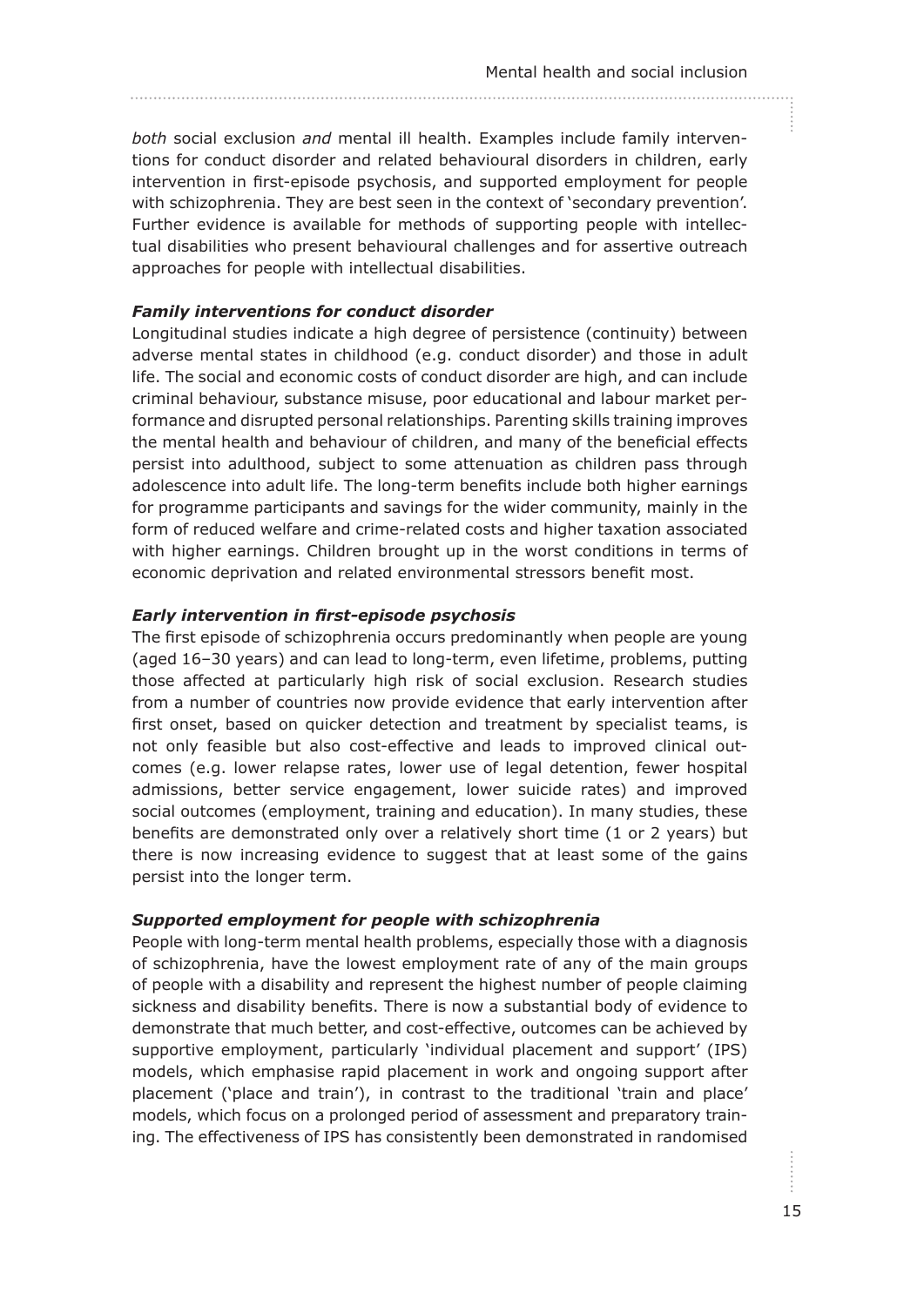*both* social exclusion *and* mental ill health. Examples include family interventions for conduct disorder and related behavioural disorders in children, early intervention in first-episode psychosis, and supported employment for people with schizophrenia. They are best seen in the context of 'secondary prevention'. Further evidence is available for methods of supporting people with intellectual disabilities who present behavioural challenges and for assertive outreach approaches for people with intellectual disabilities.

### *Family interventions for conduct disorder*

Longitudinal studies indicate a high degree of persistence (continuity) between adverse mental states in childhood (e.g. conduct disorder) and those in adult life. The social and economic costs of conduct disorder are high, and can include criminal behaviour, substance misuse, poor educational and labour market performance and disrupted personal relationships. Parenting skills training improves the mental health and behaviour of children, and many of the beneficial effects persist into adulthood, subject to some attenuation as children pass through adolescence into adult life. The long-term benefits include both higher earnings for programme participants and savings for the wider community, mainly in the form of reduced welfare and crime-related costs and higher taxation associated with higher earnings. Children brought up in the worst conditions in terms of economic deprivation and related environmental stressors benefit most.

### *Early intervention in first-episode psychosis*

The first episode of schizophrenia occurs predominantly when people are young (aged 16–30 years) and can lead to long-term, even lifetime, problems, putting those affected at particularly high risk of social exclusion. Research studies from a number of countries now provide evidence that early intervention after first onset, based on quicker detection and treatment by specialist teams, is not only feasible but also cost-effective and leads to improved clinical outcomes (e.g. lower relapse rates, lower use of legal detention, fewer hospital admissions, better service engagement, lower suicide rates) and improved social outcomes (employment, training and education). In many studies, these benefits are demonstrated only over a relatively short time (1 or 2 years) but there is now increasing evidence to suggest that at least some of the gains persist into the longer term.

### *Supported employment for people with schizophrenia*

People with long-term mental health problems, especially those with a diagnosis of schizophrenia, have the lowest employment rate of any of the main groups of people with a disability and represent the highest number of people claiming sickness and disability benefits. There is now a substantial body of evidence to demonstrate that much better, and cost-effective, outcomes can be achieved by supportive employment, particularly 'individual placement and support' (IPS) models, which emphasise rapid placement in work and ongoing support after placement ('place and train'), in contrast to the traditional 'train and place' models, which focus on a prolonged period of assessment and preparatory training. The effectiveness of IPS has consistently been demonstrated in randomised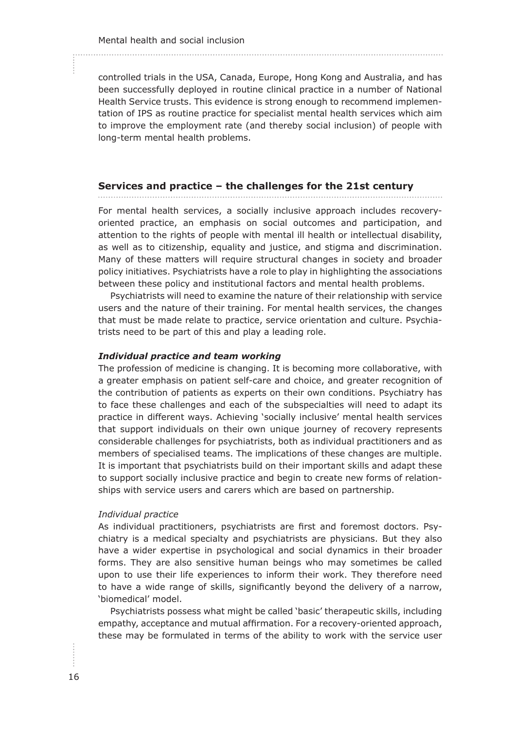controlled trials in the USA, Canada, Europe, Hong Kong and Australia, and has been successfully deployed in routine clinical practice in a number of National Health Service trusts. This evidence is strong enough to recommend implementation of IPS as routine practice for specialist mental health services which aim to improve the employment rate (and thereby social inclusion) of people with long-term mental health problems.

## Services and practice – the challenges for the 21st century

For mental health services, a socially inclusive approach includes recovery-oriented practice, an emphasis on social outcomes and participation, and attention to the rights of people with mental ill health or intellectual disability, as well as to citizenship, equality and justice, and stigma and discrimination. Many of these matters will require structural changes in society and broader policy initiatives. Psychiatrists have a role to play in highlighting the associations between these policy and institutional factors and mental health problems.

Psychiatrists will need to examine the nature of their relationship with service users and the nature of their training. For mental health services, the changes that must be made relate to practice, service orientation and culture. Psychiatrists need to be part of this and play a leading role.

### *Individual practice and team working*

The profession of medicine is changing. It is becoming more collaborative, with a greater emphasis on patient self-care and choice, and greater recognition of the contribution of patients as experts on their own conditions. Psychiatry has to face these challenges and each of the subspecialties will need to adapt its practice in different ways. Achieving 'socially inclusive' mental health services that support individuals on their own unique journey of recovery represents considerable challenges for psychiatrists, both as individual practitioners and as members of specialised teams. The implications of these changes are multiple. It is important that psychiatrists build on their important skills and adapt these to support socially inclusive practice and begin to create new forms of relationships with service users and carers which are based on partnership.

#### *Individual practice*

As individual practitioners, psychiatrists are first and foremost doctors. Psychiatry is a medical specialty and psychiatrists are physicians. But they also have a wider expertise in psychological and social dynamics in their broader forms. They are also sensitive human beings who may sometimes be called upon to use their life experiences to inform their work. They therefore need to have a wide range of skills, significantly beyond the delivery of a narrow, 'biomedical' model.

Psychiatrists possess what might be called 'basic' therapeutic skills, including empathy, acceptance and mutual affirmation. For a recovery-oriented approach, these may be formulated in terms of the ability to work with the service user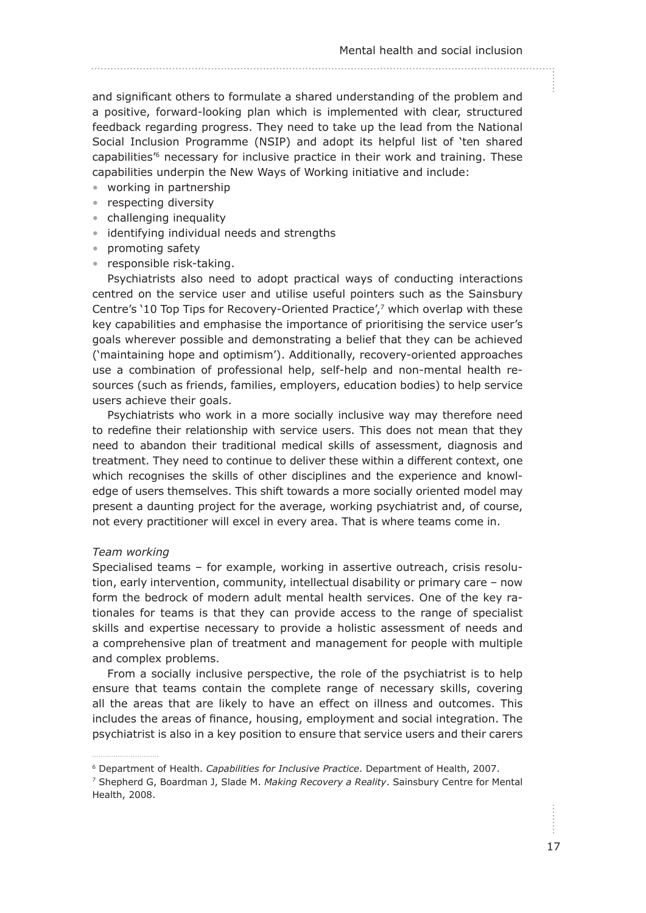and significant others to formulate a shared understanding of the problem and a positive, forward-looking plan which is implemented with clear, structured feedback regarding progress. They need to take up the lead from the National Social Inclusion Programme (NSIP) and adopt its helpful list of 'ten shared capabilities'[6] necessary for inclusive practice in their work and training. These capabilities underpin the New Ways of Working initiative and include:

- working in partnership
- respecting diversity
- challenging inequality
- identifying individual needs and strengths
- promoting safety
- responsible risk-taking.

Psychiatrists also need to adopt practical ways of conducting interactions centred on the service user and utilise useful pointers such as the Sainsbury Centre's '10 Top Tips for Recovery-Oriented Practice',[7] which overlap with these key capabilities and emphasise the importance of prioritising the service user's goals wherever possible and demonstrating a belief that they can be achieved ('maintaining hope and optimism'). Additionally, recovery-oriented approaches use a combination of professional help, self-help and non-mental health resources (such as friends, families, employers, education bodies) to help service users achieve their goals.

Psychiatrists who work in a more socially inclusive way may therefore need to redefine their relationship with service users. This does not mean that they need to abandon their traditional medical skills of assessment, diagnosis and treatment. They need to continue to deliver these within a different context, one which recognises the skills of other disciplines and the experience and knowledge of users themselves. This shift towards a more socially oriented model may present a daunting project for the average, working psychiatrist and, of course, not every practitioner will excel in every area. That is where teams come in.

*Team working*

Specialised teams – for example, working in assertive outreach, crisis resolution, early intervention, community, intellectual disability or primary care – now form the bedrock of modern adult mental health services. One of the key rationales for teams is that they can provide access to the range of specialist skills and expertise necessary to provide a holistic assessment of needs and a comprehensive plan of treatment and management for people with multiple and complex problems.

From a socially inclusive perspective, the role of the psychiatrist is to help ensure that teams contain the complete range of necessary skills, covering all the areas that are likely to have an effect on illness and outcomes. This includes the areas of finance, housing, employment and social integration. The psychiatrist is also in a key position to ensure that service users and their carers

[6] Department of Health. *Capabilities for Inclusive Practice*. Department of Health, 2007.

[7] Shepherd G, Boardman J, Slade M. *Making Recovery a Reality*. Sainsbury Centre for Mental Health, 2008.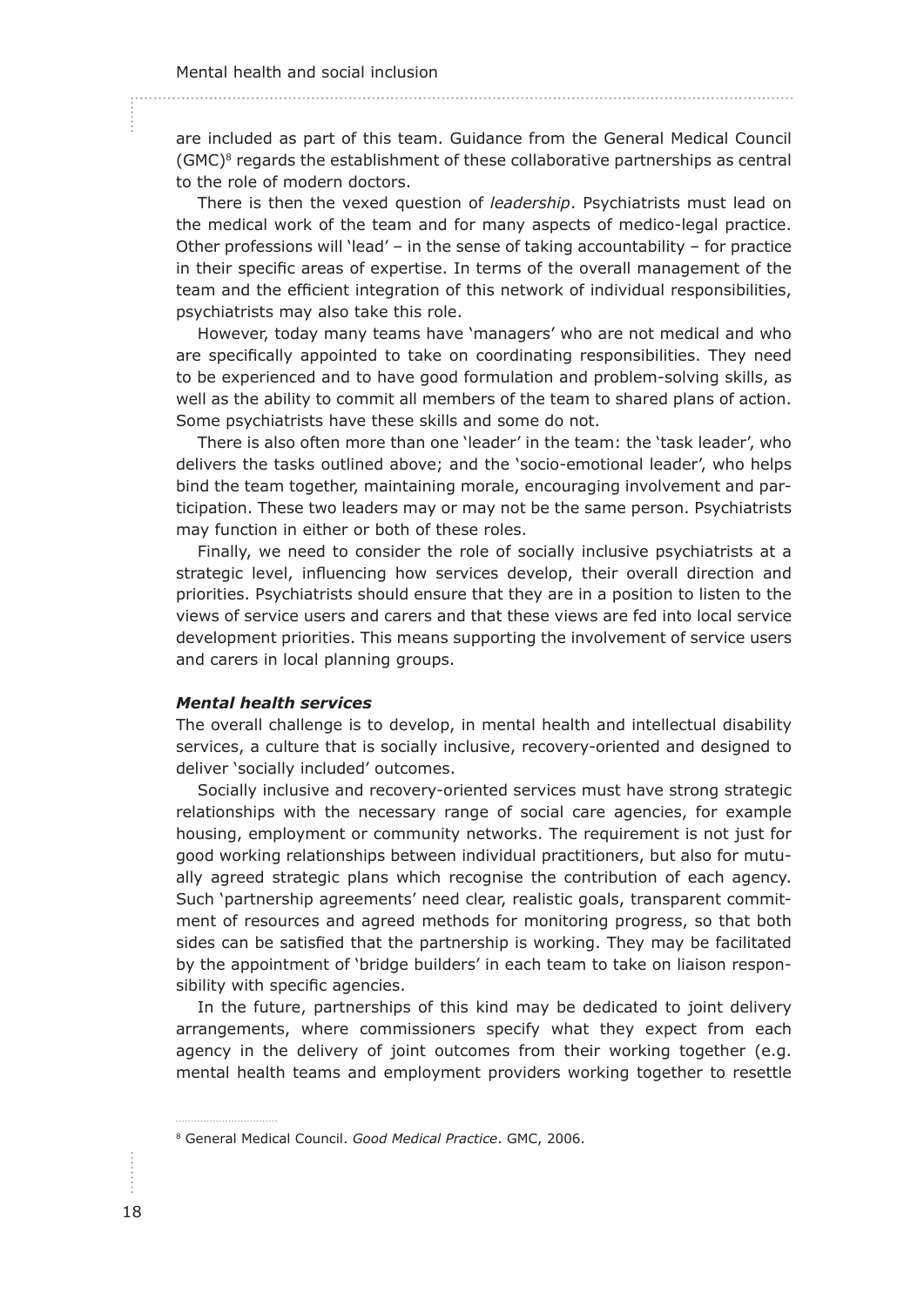are included as part of this team. Guidance from the General Medical Council (GMC)[8] regards the establishment of these collaborative partnerships as central to the role of modern doctors.

There is then the vexed question of *leadership*. Psychiatrists must lead on the medical work of the team and for many aspects of medico-legal practice. Other professions will 'lead' – in the sense of taking accountability – for practice in their specific areas of expertise. In terms of the overall management of the team and the efficient integration of this network of individual responsibilities, psychiatrists may also take this role.

However, today many teams have 'managers' who are not medical and who are specifically appointed to take on coordinating responsibilities. They need to be experienced and to have good formulation and problem-solving skills, as well as the ability to commit all members of the team to shared plans of action. Some psychiatrists have these skills and some do not.

There is also often more than one 'leader' in the team: the 'task leader', who delivers the tasks outlined above; and the 'socio-emotional leader', who helps bind the team together, maintaining morale, encouraging involvement and participation. These two leaders may or may not be the same person. Psychiatrists may function in either or both of these roles.

Finally, we need to consider the role of socially inclusive psychiatrists at a strategic level, influencing how services develop, their overall direction and priorities. Psychiatrists should ensure that they are in a position to listen to the views of service users and carers and that these views are fed into local service development priorities. This means supporting the involvement of service users and carers in local planning groups.

#### ***Mental health services***

The overall challenge is to develop, in mental health and intellectual disability services, a culture that is socially inclusive, recovery-oriented and designed to deliver 'socially included' outcomes.

Socially inclusive and recovery-oriented services must have strong strategic relationships with the necessary range of social care agencies, for example housing, employment or community networks. The requirement is not just for good working relationships between individual practitioners, but also for mutually agreed strategic plans which recognise the contribution of each agency. Such 'partnership agreements' need clear, realistic goals, transparent commitment of resources and agreed methods for monitoring progress, so that both sides can be satisfied that the partnership is working. They may be facilitated by the appointment of 'bridge builders' in each team to take on liaison responsibility with specific agencies.

In the future, partnerships of this kind may be dedicated to joint delivery arrangements, where commissioners specify what they expect from each agency in the delivery of joint outcomes from their working together (e.g. mental health teams and employment providers working together to resettle

[8] General Medical Council. *Good Medical Practice*. GMC, 2006.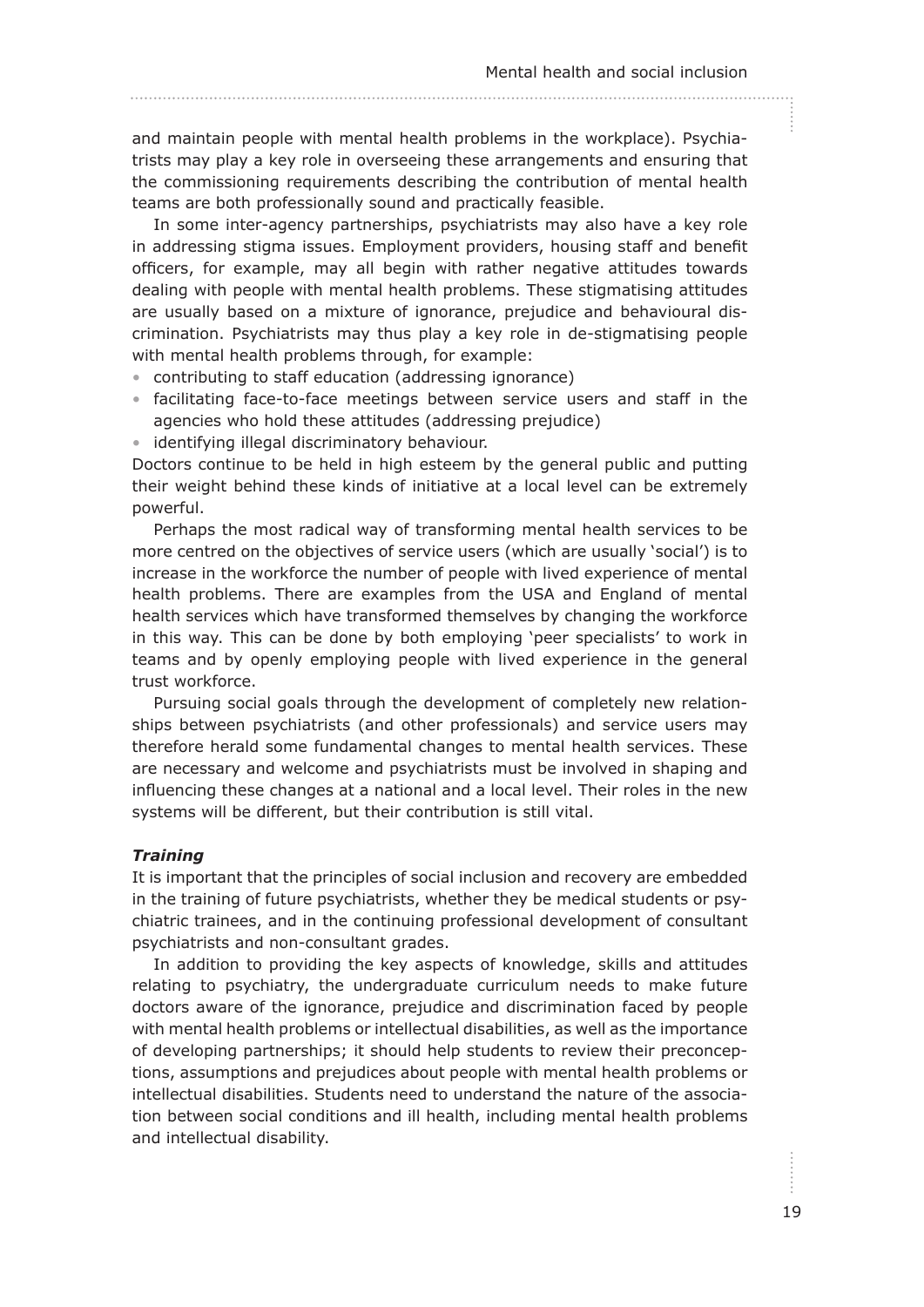and maintain people with mental health problems in the workplace). Psychiatrists may play a key role in overseeing these arrangements and ensuring that the commissioning requirements describing the contribution of mental health teams are both professionally sound and practically feasible.

In some inter-agency partnerships, psychiatrists may also have a key role in addressing stigma issues. Employment providers, housing staff and benefit officers, for example, may all begin with rather negative attitudes towards dealing with people with mental health problems. These stigmatising attitudes are usually based on a mixture of ignorance, prejudice and behavioural discrimination. Psychiatrists may thus play a key role in de-stigmatising people with mental health problems through, for example:

- contributing to staff education (addressing ignorance)
- facilitating face-to-face meetings between service users and staff in the agencies who hold these attitudes (addressing prejudice)
- identifying illegal discriminatory behaviour.

Doctors continue to be held in high esteem by the general public and putting their weight behind these kinds of initiative at a local level can be extremely powerful.

Perhaps the most radical way of transforming mental health services to be more centred on the objectives of service users (which are usually 'social') is to increase in the workforce the number of people with lived experience of mental health problems. There are examples from the USA and England of mental health services which have transformed themselves by changing the workforce in this way. This can be done by both employing 'peer specialists' to work in teams and by openly employing people with lived experience in the general trust workforce.

Pursuing social goals through the development of completely new relationships between psychiatrists (and other professionals) and service users may therefore herald some fundamental changes to mental health services. These are necessary and welcome and psychiatrists must be involved in shaping and influencing these changes at a national and a local level. Their roles in the new systems will be different, but their contribution is still vital.

### *Training*

It is important that the principles of social inclusion and recovery are embedded in the training of future psychiatrists, whether they be medical students or psychiatric trainees, and in the continuing professional development of consultant psychiatrists and non-consultant grades.

In addition to providing the key aspects of knowledge, skills and attitudes relating to psychiatry, the undergraduate curriculum needs to make future doctors aware of the ignorance, prejudice and discrimination faced by people with mental health problems or intellectual disabilities, as well as the importance of developing partnerships; it should help students to review their preconceptions, assumptions and prejudices about people with mental health problems or intellectual disabilities. Students need to understand the nature of the association between social conditions and ill health, including mental health problems and intellectual disability.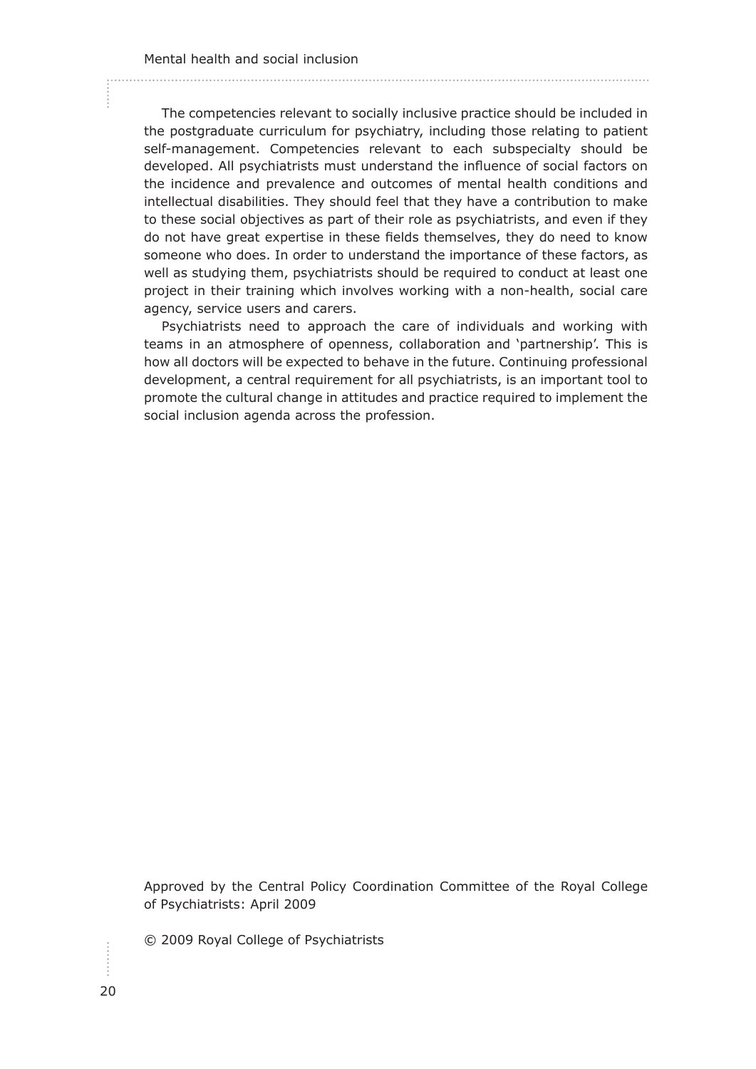The competencies relevant to socially inclusive practice should be included in the postgraduate curriculum for psychiatry, including those relating to patient self-management. Competencies relevant to each subspecialty should be developed. All psychiatrists must understand the influence of social factors on the incidence and prevalence and outcomes of mental health conditions and intellectual disabilities. They should feel that they have a contribution to make to these social objectives as part of their role as psychiatrists, and even if they do not have great expertise in these fields themselves, they do need to know someone who does. In order to understand the importance of these factors, as well as studying them, psychiatrists should be required to conduct at least one project in their training which involves working with a non-health, social care agency, service users and carers.

Psychiatrists need to approach the care of individuals and working with teams in an atmosphere of openness, collaboration and 'partnership'. This is how all doctors will be expected to behave in the future. Continuing professional development, a central requirement for all psychiatrists, is an important tool to promote the cultural change in attitudes and practice required to implement the social inclusion agenda across the profession.

Approved by the Central Policy Coordination Committee of the Royal College of Psychiatrists: April 2009

© 2009 Royal College of Psychiatrists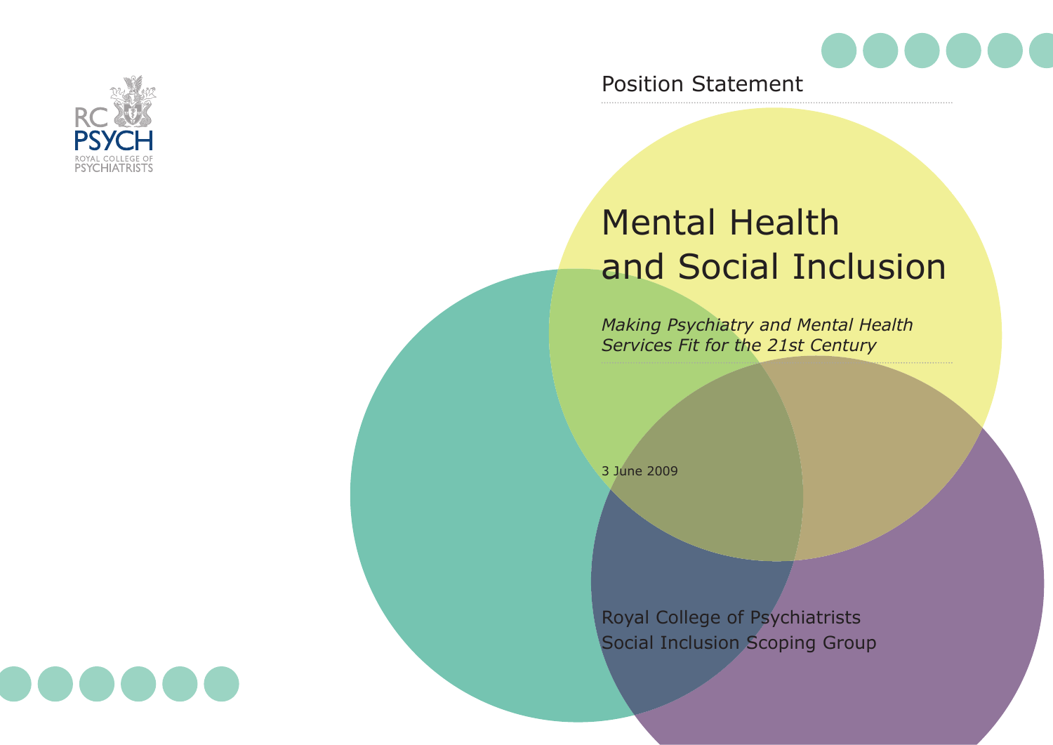Position Statement

# Mental Health and Social Inclusion

*Making Psychiatry and Mental Health Services Fit for the 21st Century*

3 June 2009

Royal College of Psychiatrists
Social Inclusion Scoping Group